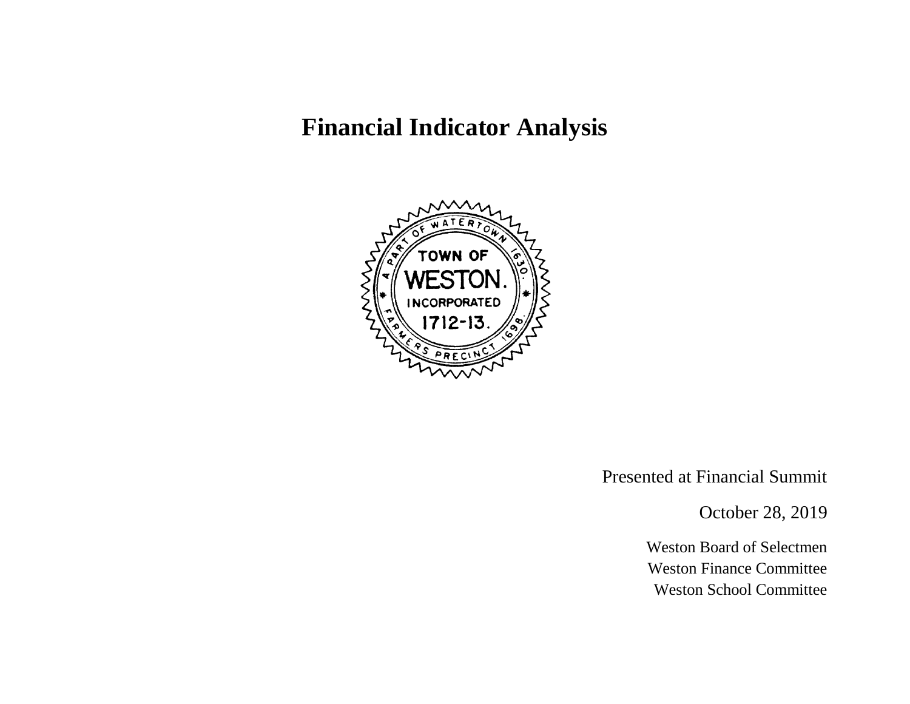# Financial Indicator Analysis

Presented at Financial Summit

October 28, 2019

Weston Board of Selectmen
Weston Finance Committee
Weston School Committee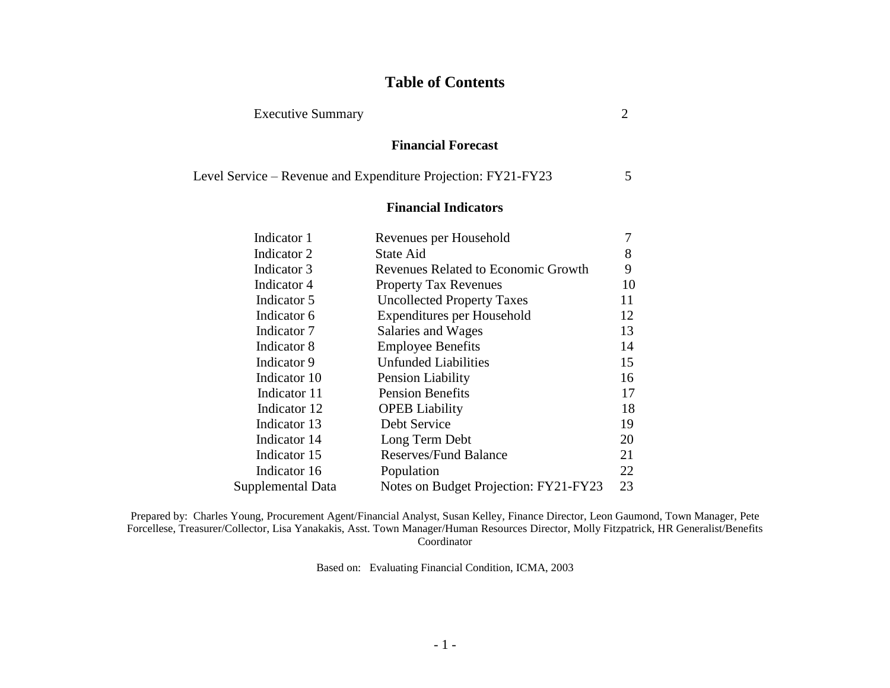# Table of Contents

| | | |
|---|---|---|
| Executive Summary | | 2 |

## Financial Forecast

| | |
|---|---|
| Level Service – Revenue and Expenditure Projection: FY21-FY23 | 5 |

## Financial Indicators

| | | |
|---|---|---|
| Indicator 1 | Revenues per Household | 7 |
| Indicator 2 | State Aid | 8 |
| Indicator 3 | Revenues Related to Economic Growth | 9 |
| Indicator 4 | Property Tax Revenues | 10 |
| Indicator 5 | Uncollected Property Taxes | 11 |
| Indicator 6 | Expenditures per Household | 12 |
| Indicator 7 | Salaries and Wages | 13 |
| Indicator 8 | Employee Benefits | 14 |
| Indicator 9 | Unfunded Liabilities | 15 |
| Indicator 10 | Pension Liability | 16 |
| Indicator 11 | Pension Benefits | 17 |
| Indicator 12 | OPEB Liability | 18 |
| Indicator 13 | Debt Service | 19 |
| Indicator 14 | Long Term Debt | 20 |
| Indicator 15 | Reserves/Fund Balance | 21 |
| Indicator 16 | Population | 22 |
| Supplemental Data | Notes on Budget Projection: FY21-FY23 | 23 |

Prepared by: Charles Young, Procurement Agent/Financial Analyst, Susan Kelley, Finance Director, Leon Gaumond, Town Manager, Pete Forcellese, Treasurer/Collector, Lisa Yanakakis, Asst. Town Manager/Human Resources Director, Molly Fitzpatrick, HR Generalist/Benefits Coordinator

Based on: Evaluating Financial Condition, ICMA, 2003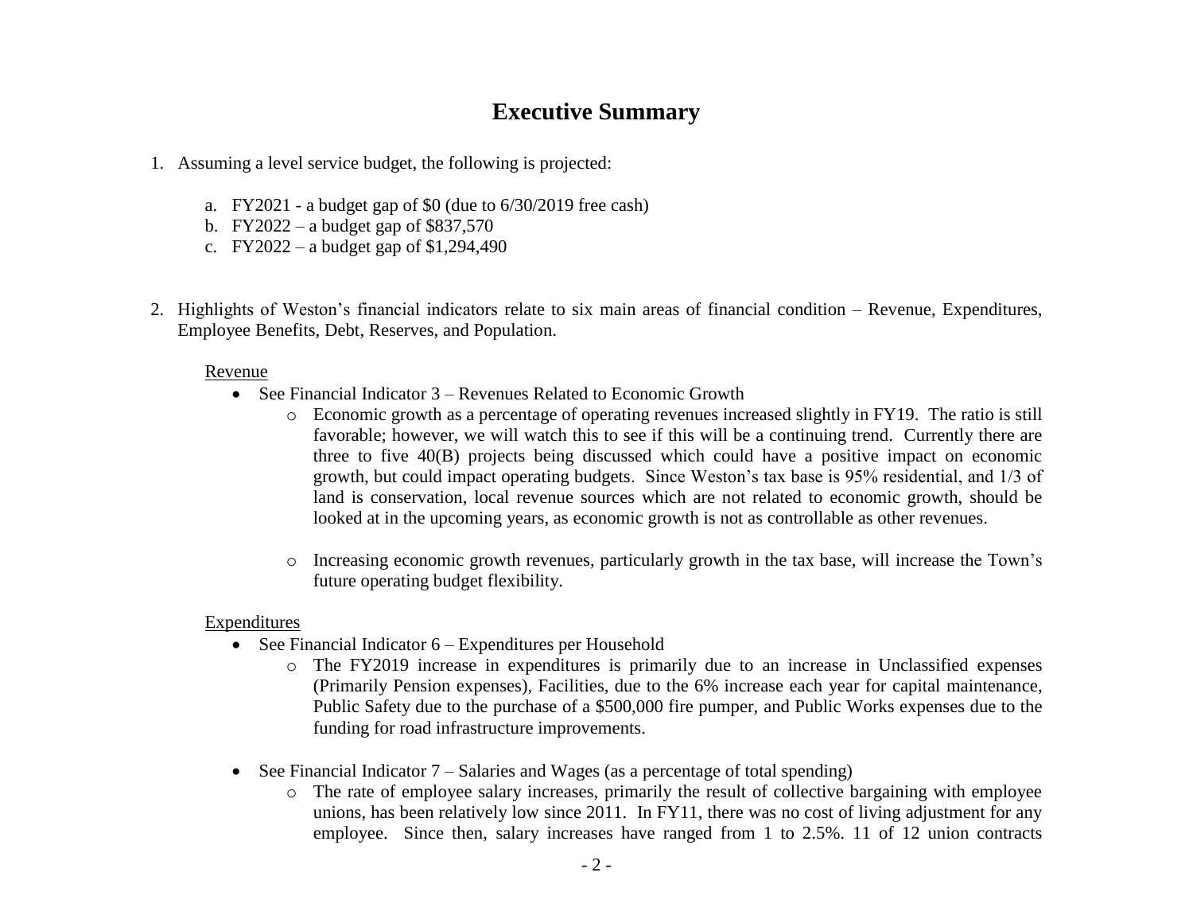# Executive Summary

1. Assuming a level service budget, the following is projected:

   a. FY2021 - a budget gap of $0 (due to 6/30/2019 free cash)
   b. FY2022 – a budget gap of $837,570
   c. FY2022 – a budget gap of $1,294,490

2. Highlights of Weston's financial indicators relate to six main areas of financial condition – Revenue, Expenditures, Employee Benefits, Debt, Reserves, and Population.

   Revenue

   - See Financial Indicator 3 – Revenues Related to Economic Growth
     - Economic growth as a percentage of operating revenues increased slightly in FY19. The ratio is still favorable; however, we will watch this to see if this will be a continuing trend. Currently there are three to five 40(B) projects being discussed which could have a positive impact on economic growth, but could impact operating budgets. Since Weston's tax base is 95% residential, and 1/3 of land is conservation, local revenue sources which are not related to economic growth, should be looked at in the upcoming years, as economic growth is not as controllable as other revenues.
     - Increasing economic growth revenues, particularly growth in the tax base, will increase the Town's future operating budget flexibility.

   Expenditures

   - See Financial Indicator 6 – Expenditures per Household
     - The FY2019 increase in expenditures is primarily due to an increase in Unclassified expenses (Primarily Pension expenses), Facilities, due to the 6% increase each year for capital maintenance, Public Safety due to the purchase of a $500,000 fire pumper, and Public Works expenses due to the funding for road infrastructure improvements.
   - See Financial Indicator 7 – Salaries and Wages (as a percentage of total spending)
     - The rate of employee salary increases, primarily the result of collective bargaining with employee unions, has been relatively low since 2011. In FY11, there was no cost of living adjustment for any employee. Since then, salary increases have ranged from 1 to 2.5%. 11 of 12 union contracts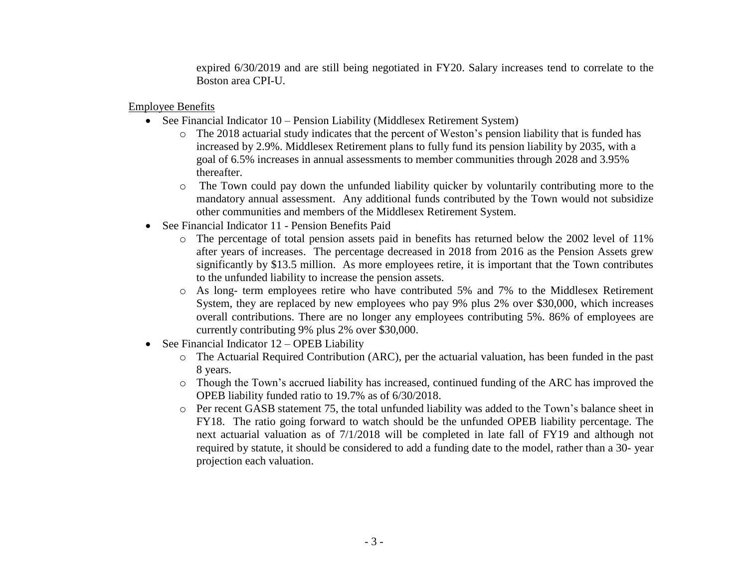expired 6/30/2019 and are still being negotiated in FY20. Salary increases tend to correlate to the Boston area CPI-U.

Employee Benefits

- See Financial Indicator 10 – Pension Liability (Middlesex Retirement System)
    - The 2018 actuarial study indicates that the percent of Weston's pension liability that is funded has increased by 2.9%. Middlesex Retirement plans to fully fund its pension liability by 2035, with a goal of 6.5% increases in annual assessments to member communities through 2028 and 3.95% thereafter.
    - The Town could pay down the unfunded liability quicker by voluntarily contributing more to the mandatory annual assessment. Any additional funds contributed by the Town would not subsidize other communities and members of the Middlesex Retirement System.
- See Financial Indicator 11 - Pension Benefits Paid
    - The percentage of total pension assets paid in benefits has returned below the 2002 level of 11% after years of increases. The percentage decreased in 2018 from 2016 as the Pension Assets grew significantly by $13.5 million. As more employees retire, it is important that the Town contributes to the unfunded liability to increase the pension assets.
    - As long- term employees retire who have contributed 5% and 7% to the Middlesex Retirement System, they are replaced by new employees who pay 9% plus 2% over $30,000, which increases overall contributions. There are no longer any employees contributing 5%. 86% of employees are currently contributing 9% plus 2% over $30,000.
- See Financial Indicator 12 – OPEB Liability
    - The Actuarial Required Contribution (ARC), per the actuarial valuation, has been funded in the past 8 years.
    - Though the Town's accrued liability has increased, continued funding of the ARC has improved the OPEB liability funded ratio to 19.7% as of 6/30/2018.
    - Per recent GASB statement 75, the total unfunded liability was added to the Town's balance sheet in FY18. The ratio going forward to watch should be the unfunded OPEB liability percentage. The next actuarial valuation as of 7/1/2018 will be completed in late fall of FY19 and although not required by statute, it should be considered to add a funding date to the model, rather than a 30- year projection each valuation.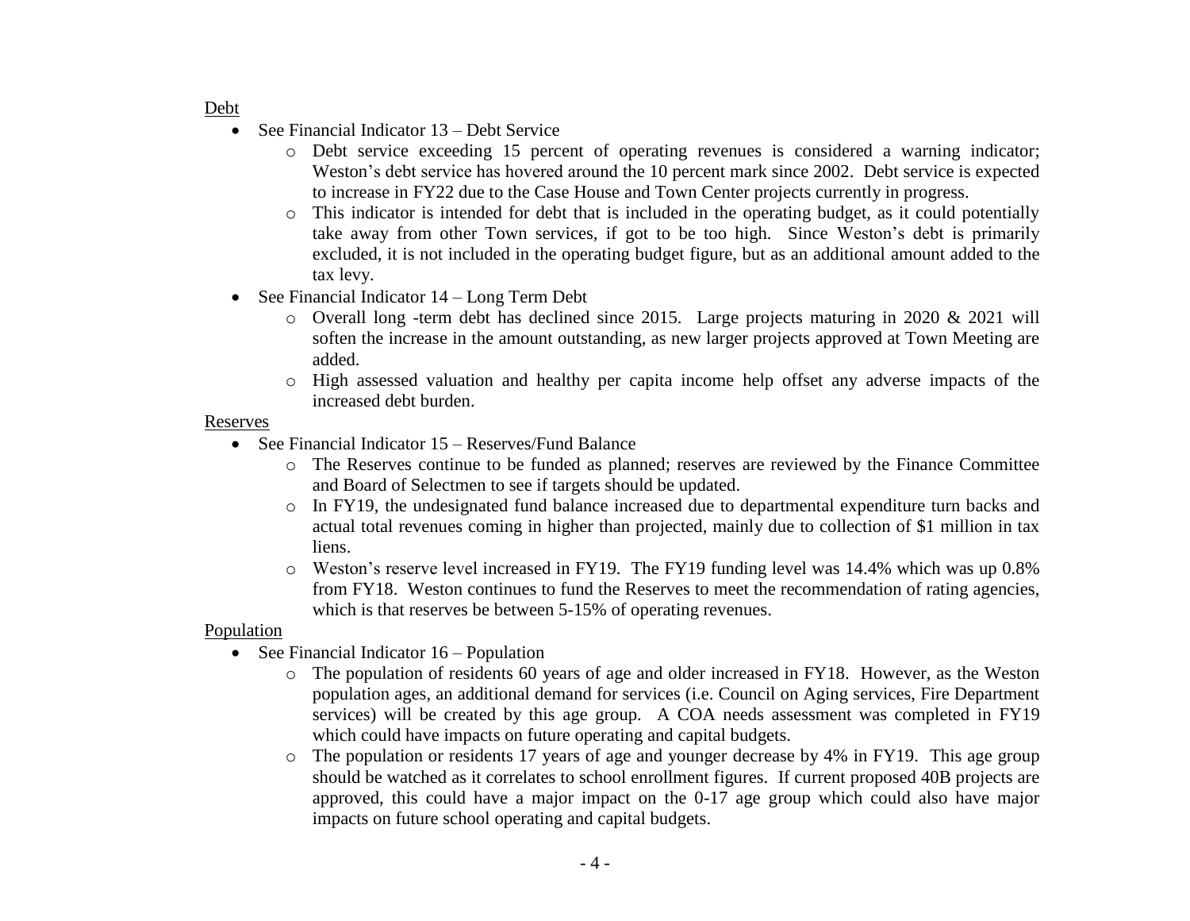<u>Debt</u>

- See Financial Indicator 13 – Debt Service
    - Debt service exceeding 15 percent of operating revenues is considered a warning indicator; Weston's debt service has hovered around the 10 percent mark since 2002. Debt service is expected to increase in FY22 due to the Case House and Town Center projects currently in progress.
    - This indicator is intended for debt that is included in the operating budget, as it could potentially take away from other Town services, if got to be too high. Since Weston's debt is primarily excluded, it is not included in the operating budget figure, but as an additional amount added to the tax levy.
- See Financial Indicator 14 – Long Term Debt
    - Overall long -term debt has declined since 2015. Large projects maturing in 2020 & 2021 will soften the increase in the amount outstanding, as new larger projects approved at Town Meeting are added.
    - High assessed valuation and healthy per capita income help offset any adverse impacts of the increased debt burden.

<u>Reserves</u>

- See Financial Indicator 15 – Reserves/Fund Balance
    - The Reserves continue to be funded as planned; reserves are reviewed by the Finance Committee and Board of Selectmen to see if targets should be updated.
    - In FY19, the undesignated fund balance increased due to departmental expenditure turn backs and actual total revenues coming in higher than projected, mainly due to collection of $1 million in tax liens.
    - Weston's reserve level increased in FY19. The FY19 funding level was 14.4% which was up 0.8% from FY18. Weston continues to fund the Reserves to meet the recommendation of rating agencies, which is that reserves be between 5-15% of operating revenues.

<u>Population</u>

- See Financial Indicator 16 – Population
    - The population of residents 60 years of age and older increased in FY18. However, as the Weston population ages, an additional demand for services (i.e. Council on Aging services, Fire Department services) will be created by this age group. A COA needs assessment was completed in FY19 which could have impacts on future operating and capital budgets.
    - The population or residents 17 years of age and younger decrease by 4% in FY19. This age group should be watched as it correlates to school enrollment figures. If current proposed 40B projects are approved, this could have a major impact on the 0-17 age group which could also have major impacts on future school operating and capital budgets.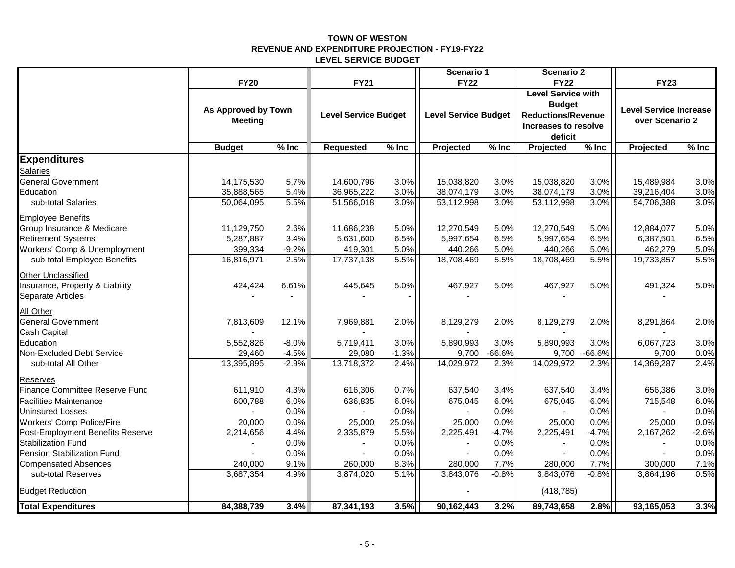**TOWN OF WESTON**
**REVENUE AND EXPENDITURE PROJECTION - FY19-FY22**
**LEVEL SERVICE BUDGET**

| | FY20 | | FY21 | | Scenario 1 FY22 | | Scenario 2 FY22 | | FY23 | |
|---|---|---|---|---|---|---|---|---|---|---|
| | As Approved by Town Meeting | | Level Service Budget | | Level Service Budget | | Level Service with Budget Reductions/Revenue Increases to resolve deficit | | Level Service Increase over Scenario 2 | |
| | **Budget** | **% Inc** | **Requested** | **% Inc** | **Projected** | **% Inc** | **Projected** | **% Inc** | **Projected** | **% Inc** |
| **Expenditures** | | | | | | | | | | |
| Salaries | | | | | | | | | | |
| General Government | 14,175,530 | 5.7% | 14,600,796 | 3.0% | 15,038,820 | 3.0% | 15,038,820 | 3.0% | 15,489,984 | 3.0% |
| Education | 35,888,565 | 5.4% | 36,965,222 | 3.0% | 38,074,179 | 3.0% | 38,074,179 | 3.0% | 39,216,404 | 3.0% |
| sub-total Salaries | 50,064,095 | 5.5% | 51,566,018 | 3.0% | 53,112,998 | 3.0% | 53,112,998 | 3.0% | 54,706,388 | 3.0% |
| Employee Benefits | | | | | | | | | | |
| Group Insurance & Medicare | 11,129,750 | 2.6% | 11,686,238 | 5.0% | 12,270,549 | 5.0% | 12,270,549 | 5.0% | 12,884,077 | 5.0% |
| Retirement Systems | 5,287,887 | 3.4% | 5,631,600 | 6.5% | 5,997,654 | 6.5% | 5,997,654 | 6.5% | 6,387,501 | 6.5% |
| Workers' Comp & Unemployment | 399,334 | -9.2% | 419,301 | 5.0% | 440,266 | 5.0% | 440,266 | 5.0% | 462,279 | 5.0% |
| sub-total Employee Benefits | 16,816,971 | 2.5% | 17,737,138 | 5.5% | 18,708,469 | 5.5% | 18,708,469 | 5.5% | 19,733,857 | 5.5% |
| Other Unclassified | | | | | | | | | | |
| Insurance, Property & Liability | 424,424 | 6.61% | 445,645 | 5.0% | 467,927 | 5.0% | 467,927 | 5.0% | 491,324 | 5.0% |
| Separate Articles | - | - | - | - | - | | - | | - | |
| All Other | | | | | | | | | | |
| General Government | 7,813,609 | 12.1% | 7,969,881 | 2.0% | 8,129,279 | 2.0% | 8,129,279 | 2.0% | 8,291,864 | 2.0% |
| Cash Capital | - | | - | | - | | - | | - | |
| Education | 5,552,826 | -8.0% | 5,719,411 | 3.0% | 5,890,993 | 3.0% | 5,890,993 | 3.0% | 6,067,723 | 3.0% |
| Non-Excluded Debt Service | 29,460 | -4.5% | 29,080 | -1.3% | 9,700 | -66.6% | 9,700 | -66.6% | 9,700 | 0.0% |
| sub-total All Other | 13,395,895 | -2.9% | 13,718,372 | 2.4% | 14,029,972 | 2.3% | 14,029,972 | 2.3% | 14,369,287 | 2.4% |
| Reserves | | | | | | | | | | |
| Finance Committee Reserve Fund | 611,910 | 4.3% | 616,306 | 0.7% | 637,540 | 3.4% | 637,540 | 3.4% | 656,386 | 3.0% |
| Facilities Maintenance | 600,788 | 6.0% | 636,835 | 6.0% | 675,045 | 6.0% | 675,045 | 6.0% | 715,548 | 6.0% |
| Uninsured Losses | - | 0.0% | - | 0.0% | - | 0.0% | - | 0.0% | - | 0.0% |
| Workers' Comp Police/Fire | 20,000 | 0.0% | 25,000 | 25.0% | 25,000 | 0.0% | 25,000 | 0.0% | 25,000 | 0.0% |
| Post-Employment Benefits Reserve | 2,214,656 | 4.4% | 2,335,879 | 5.5% | 2,225,491 | -4.7% | 2,225,491 | -4.7% | 2,167,262 | -2.6% |
| Stabilization Fund | - | 0.0% | - | 0.0% | - | 0.0% | - | 0.0% | - | 0.0% |
| Pension Stabilization Fund | - | 0.0% | - | 0.0% | - | 0.0% | - | 0.0% | - | 0.0% |
| Compensated Absences | 240,000 | 9.1% | 260,000 | 8.3% | 280,000 | 7.7% | 280,000 | 7.7% | 300,000 | 7.1% |
| sub-total Reserves | 3,687,354 | 4.9% | 3,874,020 | 5.1% | 3,843,076 | -0.8% | 3,843,076 | -0.8% | 3,864,196 | 0.5% |
| Budget Reduction | | | | | - | | (418,785) | | | |
| **Total Expenditures** | **84,388,739** | **3.4%** | **87,341,193** | **3.5%** | **90,162,443** | **3.2%** | **89,743,658** | **2.8%** | **93,165,053** | **3.3%** |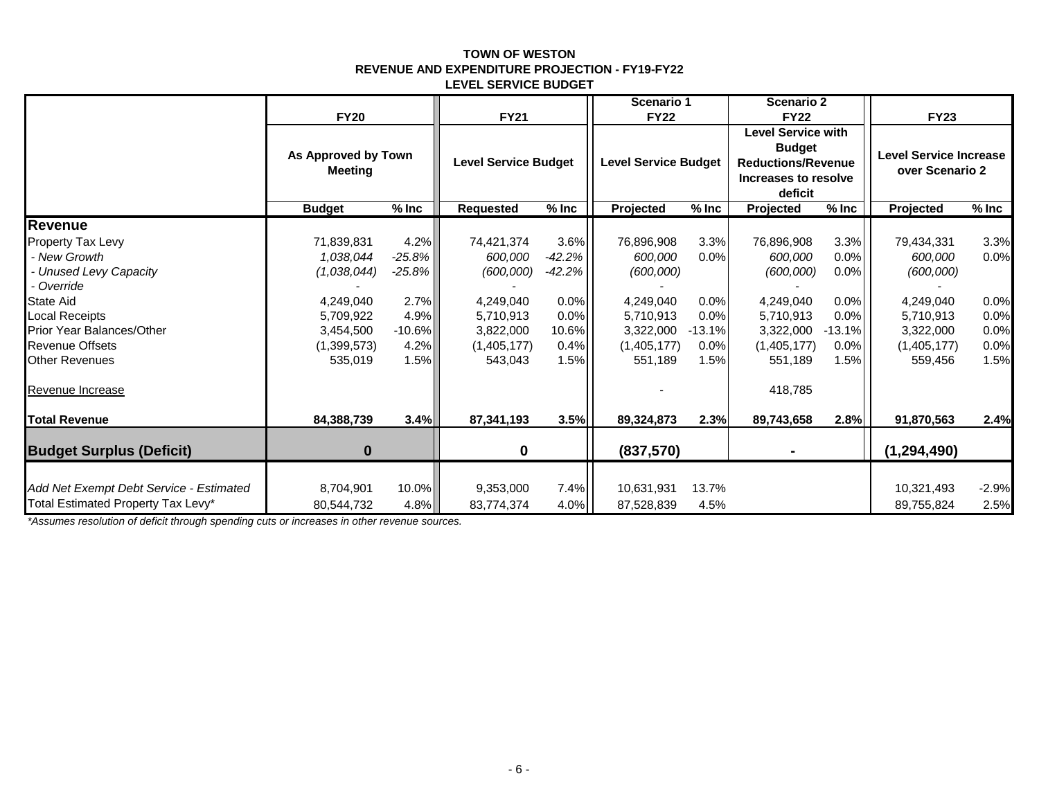**TOWN OF WESTON**
**REVENUE AND EXPENDITURE PROJECTION - FY19-FY22**
**LEVEL SERVICE BUDGET**

| | FY20 | | FY21 | | Scenario 1 FY22 | | Scenario 2 FY22 | | FY23 | |
|---|---|---|---|---|---|---|---|---|---|---|
| | As Approved by Town Meeting | | Level Service Budget | | Level Service Budget | | Level Service with Budget Reductions/Revenue Increases to resolve deficit | | Level Service Increase over Scenario 2 | |
| | **Budget** | **% Inc** | **Requested** | **% Inc** | **Projected** | **% Inc** | **Projected** | **% Inc** | **Projected** | **% Inc** |
| **Revenue** | | | | | | | | | | |
| Property Tax Levy | 71,839,831 | 4.2% | 74,421,374 | 3.6% | 76,896,908 | 3.3% | 76,896,908 | 3.3% | 79,434,331 | 3.3% |
| *- New Growth* | *1,038,044* | *-25.8%* | *600,000* | *-42.2%* | *600,000* | *0.0%* | *600,000* | *0.0%* | *600,000* | *0.0%* |
| *- Unused Levy Capacity* | *(1,038,044)* | *-25.8%* | *(600,000)* | *-42.2%* | *(600,000)* | | *(600,000)* | *0.0%* | *(600,000)* | |
| *- Override* | - | | - | | - | | - | | - | |
| State Aid | 4,249,040 | 2.7% | 4,249,040 | 0.0% | 4,249,040 | 0.0% | 4,249,040 | 0.0% | 4,249,040 | 0.0% |
| Local Receipts | 5,709,922 | 4.9% | 5,710,913 | 0.0% | 5,710,913 | 0.0% | 5,710,913 | 0.0% | 5,710,913 | 0.0% |
| Prior Year Balances/Other | 3,454,500 | -10.6% | 3,822,000 | 10.6% | 3,322,000 | -13.1% | 3,322,000 | -13.1% | 3,322,000 | 0.0% |
| Revenue Offsets | (1,399,573) | 4.2% | (1,405,177) | 0.4% | (1,405,177) | 0.0% | (1,405,177) | 0.0% | (1,405,177) | 0.0% |
| Other Revenues | 535,019 | 1.5% | 543,043 | 1.5% | 551,189 | 1.5% | 551,189 | 1.5% | 559,456 | 1.5% |
| Revenue Increase | | | | | - | | 418,785 | | | |
| **Total Revenue** | **84,388,739** | **3.4%** | **87,341,193** | **3.5%** | **89,324,873** | **2.3%** | **89,743,658** | **2.8%** | **91,870,563** | **2.4%** |
| **Budget Surplus (Deficit)** | **0** | | **0** | | **(837,570)** | | **-** | | **(1,294,490)** | |
| *Add Net Exempt Debt Service - Estimated* | 8,704,901 | 10.0% | 9,353,000 | 7.4% | 10,631,931 | 13.7% | | | 10,321,493 | -2.9% |
| Total Estimated Property Tax Levy* | 80,544,732 | 4.8% | 83,774,374 | 4.0% | 87,528,839 | 4.5% | | | 89,755,824 | 2.5% |

*\*Assumes resolution of deficit through spending cuts or increases in other revenue sources.*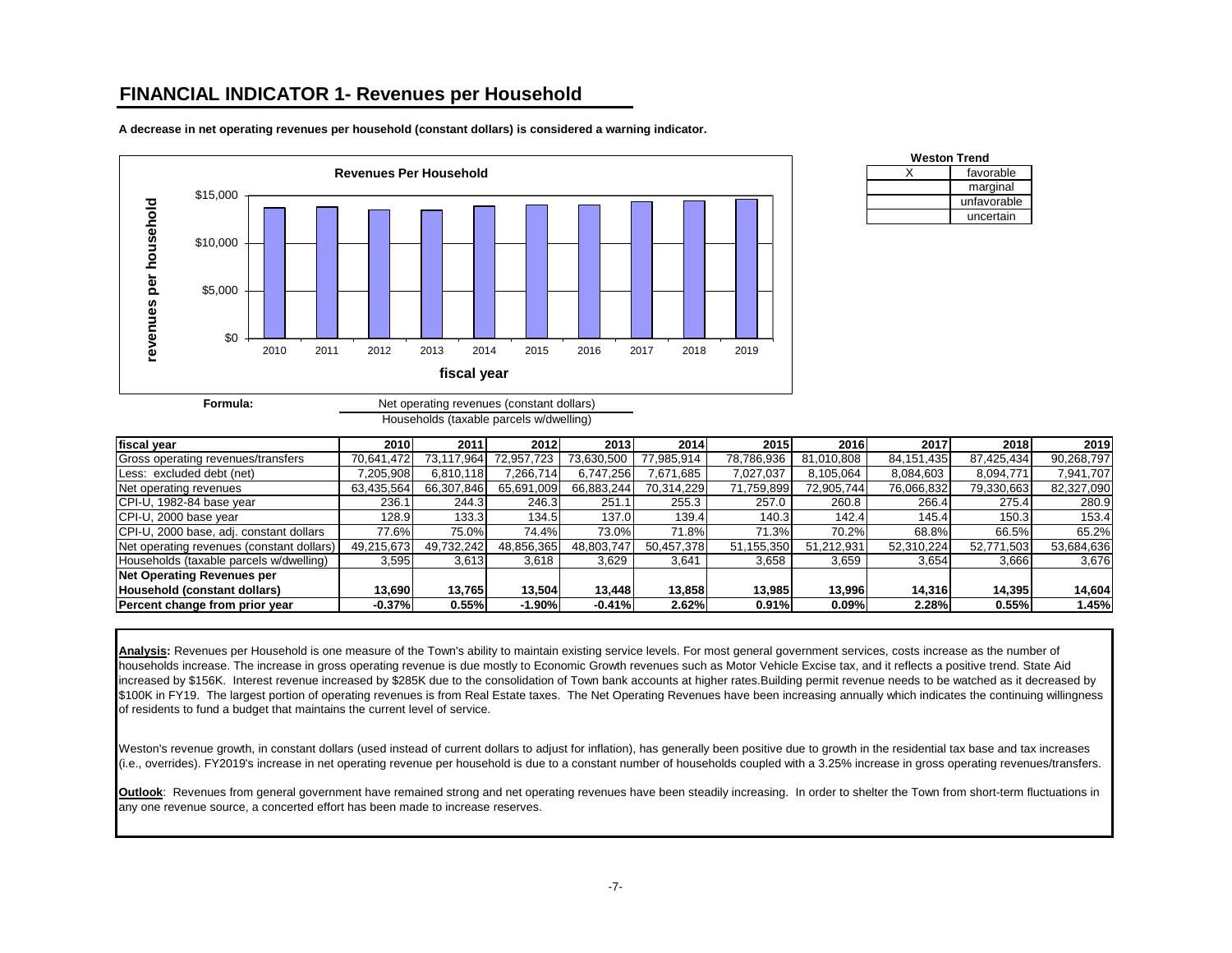## FINANCIAL INDICATOR 1- Revenues per Household

**A decrease in net operating revenues per household (constant dollars) is considered a warning indicator.**

**Weston Trend**

| | |
|---|---|
| X | favorable |
| | marginal |
| | unfavorable |
| | uncertain |

**Formula:** Net operating revenues (constant dollars) / Households (taxable parcels w/dwelling)

| fiscal year | 2010 | 2011 | 2012 | 2013 | 2014 | 2015 | 2016 | 2017 | 2018 | 2019 |
|---|---|---|---|---|---|---|---|---|---|---|
| Gross operating revenues/transfers | 70,641,472 | 73,117,964 | 72,957,723 | 73,630,500 | 77,985,914 | 78,786,936 | 81,010,808 | 84,151,435 | 87,425,434 | 90,268,797 |
| Less: excluded debt (net) | 7,205,908 | 6,810,118 | 7,266,714 | 6,747,256 | 7,671,685 | 7,027,037 | 8,105,064 | 8,084,603 | 8,094,771 | 7,941,707 |
| Net operating revenues | 63,435,564 | 66,307,846 | 65,691,009 | 66,883,244 | 70,314,229 | 71,759,899 | 72,905,744 | 76,066,832 | 79,330,663 | 82,327,090 |
| CPI-U, 1982-84 base year | 236.1 | 244.3 | 246.3 | 251.1 | 255.3 | 257.0 | 260.8 | 266.4 | 275.4 | 280.9 |
| CPI-U, 2000 base year | 128.9 | 133.3 | 134.5 | 137.0 | 139.4 | 140.3 | 142.4 | 145.4 | 150.3 | 153.4 |
| CPI-U, 2000 base, adj. constant dollars | 77.6% | 75.0% | 74.4% | 73.0% | 71.8% | 71.3% | 70.2% | 68.8% | 66.5% | 65.2% |
| Net operating revenues (constant dollars) | 49,215,673 | 49,732,242 | 48,856,365 | 48,803,747 | 50,457,378 | 51,155,350 | 51,212,931 | 52,310,224 | 52,771,503 | 53,684,636 |
| Households (taxable parcels w/dwelling) | 3,595 | 3,613 | 3,618 | 3,629 | 3,641 | 3,658 | 3,659 | 3,654 | 3,666 | 3,676 |
| **Net Operating Revenues per Household (constant dollars)** | **13,690** | **13,765** | **13,504** | **13,448** | **13,858** | **13,985** | **13,996** | **14,316** | **14,395** | **14,604** |
| **Percent change from prior year** | **-0.37%** | **0.55%** | **-1.90%** | **-0.41%** | **2.62%** | **0.91%** | **0.09%** | **2.28%** | **0.55%** | **1.45%** |

**Analysis:** Revenues per Household is one measure of the Town's ability to maintain existing service levels. For most general government services, costs increase as the number of households increase. The increase in gross operating revenue is due mostly to Economic Growth revenues such as Motor Vehicle Excise tax, and it reflects a positive trend. State Aid increased by $156K. Interest revenue increased by $285K due to the consolidation of Town bank accounts at higher rates.Building permit revenue needs to be watched as it decreased by $100K in FY19. The largest portion of operating revenues is from Real Estate taxes. The Net Operating Revenues have been increasing annually which indicates the continuing willingness of residents to fund a budget that maintains the current level of service.

Weston's revenue growth, in constant dollars (used instead of current dollars to adjust for inflation), has generally been positive due to growth in the residential tax base and tax increases (i.e., overrides). FY2019's increase in net operating revenue per household is due to a constant number of households coupled with a 3.25% increase in gross operating revenues/transfers.

**Outlook**: Revenues from general government have remained strong and net operating revenues have been steadily increasing. In order to shelter the Town from short-term fluctuations in any one revenue source, a concerted effort has been made to increase reserves.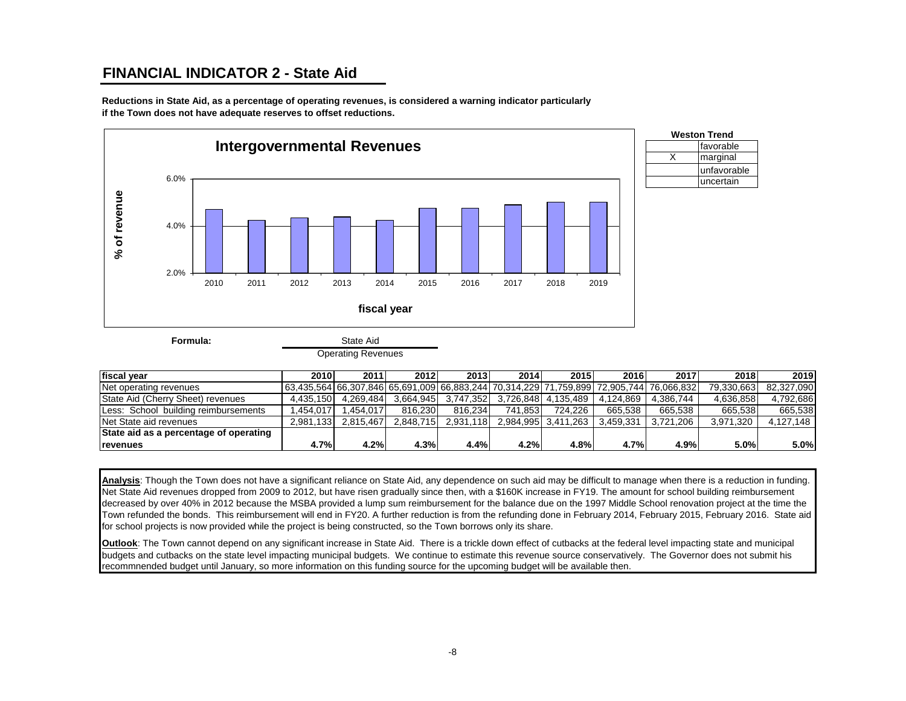## FINANCIAL INDICATOR 2 - State Aid

**Reductions in State Aid, as a percentage of operating revenues, is considered a warning indicator particularly if the Town does not have adequate reserves to offset reductions.**

**Intergovernmental Revenues**

| fiscal year | 2010 | 2011 | 2012 | 2013 | 2014 | 2015 | 2016 | 2017 | 2018 | 2019 |
|---|---|---|---|---|---|---|---|---|---|---|
| % of revenue | 4.7% | 4.2% | 4.3% | 4.4% | 4.2% | 4.8% | 4.7% | 4.9% | 5.0% | 5.0% |

| Weston Trend | |
|---|---|
| | favorable |
| X | marginal |
| | unfavorable |
| | uncertain |

**Formula:**

$$\frac{\text{State Aid}}{\text{Operating Revenues}}$$

| fiscal year | 2010 | 2011 | 2012 | 2013 | 2014 | 2015 | 2016 | 2017 | 2018 | 2019 |
|---|---|---|---|---|---|---|---|---|---|---|
| Net operating revenues | 63,435,564 | 66,307,846 | 65,691,009 | 66,883,244 | 70,314,229 | 71,759,899 | 72,905,744 | 76,066,832 | 79,330,663 | 82,327,090 |
| State Aid (Cherry Sheet) revenues | 4,435,150 | 4,269,484 | 3,664,945 | 3,747,352 | 3,726,848 | 4,135,489 | 4,124,869 | 4,386,744 | 4,636,858 | 4,792,686 |
| Less: School building reimbursements | 1,454,017 | 1,454,017 | 816,230 | 816,234 | 741,853 | 724,226 | 665,538 | 665,538 | 665,538 | 665,538 |
| Net State aid revenues | 2,981,133 | 2,815,467 | 2,848,715 | 2,931,118 | 2,984,995 | 3,411,263 | 3,459,331 | 3,721,206 | 3,971,320 | 4,127,148 |
| **State aid as a percentage of operating revenues** | **4.7%** | **4.2%** | **4.3%** | **4.4%** | **4.2%** | **4.8%** | **4.7%** | **4.9%** | **5.0%** | **5.0%** |

**Analysis**: Though the Town does not have a significant reliance on State Aid, any dependence on such aid may be difficult to manage when there is a reduction in funding. Net State Aid revenues dropped from 2009 to 2012, but have risen gradually since then, with a $160K increase in FY19. The amount for school building reimbursement decreased by over 40% in 2012 because the MSBA provided a lump sum reimbursement for the balance due on the 1997 Middle School renovation project at the time the Town refunded the bonds. This reimbursement will end in FY20. A further reduction is from the refunding done in February 2014, February 2015, February 2016. State aid for school projects is now provided while the project is being constructed, so the Town borrows only its share.

**Outlook**: The Town cannot depend on any significant increase in State Aid. There is a trickle down effect of cutbacks at the federal level impacting state and municipal budgets and cutbacks on the state level impacting municipal budgets. We continue to estimate this revenue source conservatively. The Governor does not submit his recommnended budget until January, so more information on this funding source for the upcoming budget will be available then.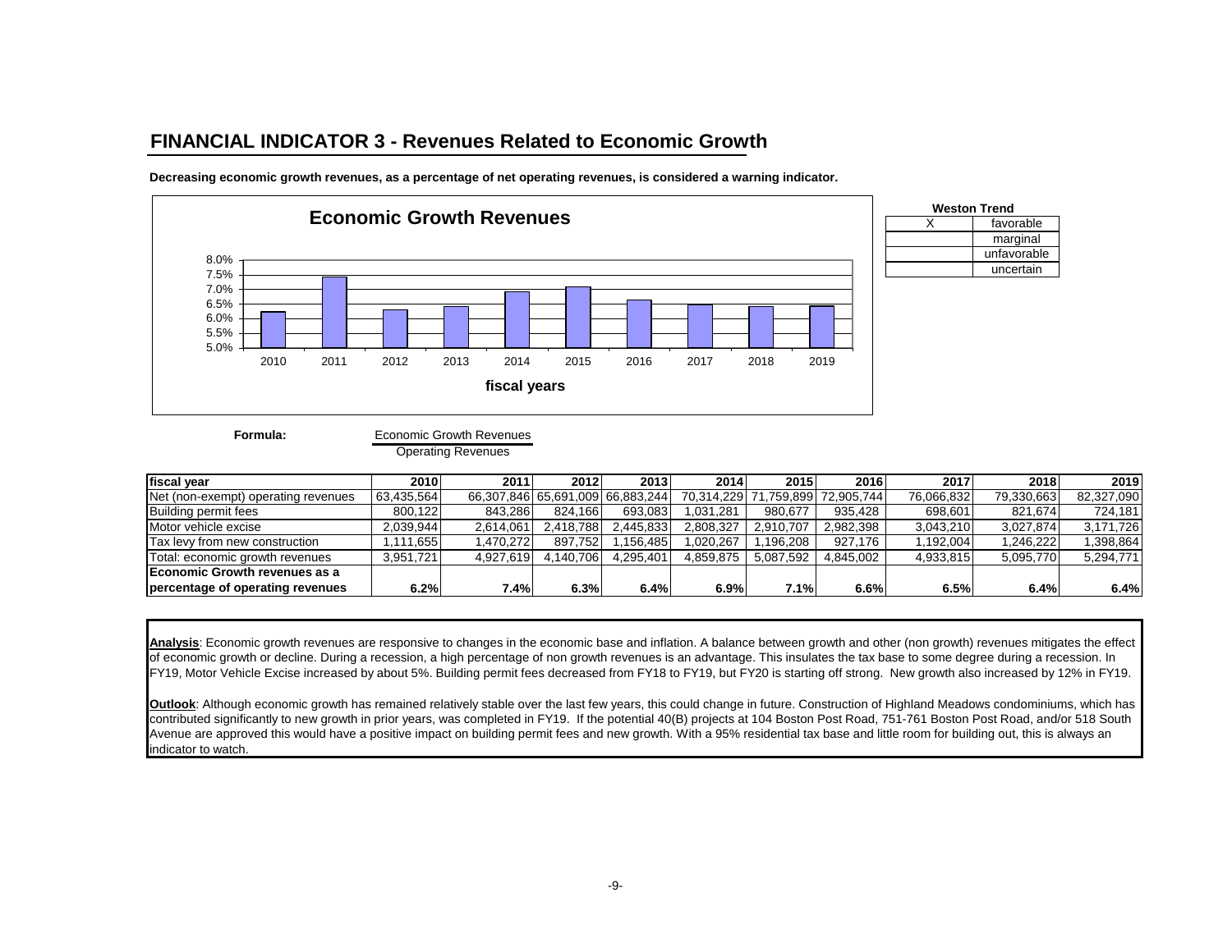## FINANCIAL INDICATOR 3 - Revenues Related to Economic Growth

**Decreasing economic growth revenues, as a percentage of net operating revenues, is considered a warning indicator.**

**Economic Growth Revenues**

| Weston Trend | |
|---|---|
| X | favorable |
| | marginal |
| | unfavorable |
| | uncertain |

**Formula:** $\frac{\text{Economic Growth Revenues}}{\text{Operating Revenues}}$

| fiscal year | 2010 | 2011 | 2012 | 2013 | 2014 | 2015 | 2016 | 2017 | 2018 | 2019 |
|---|---|---|---|---|---|---|---|---|---|---|
| Net (non-exempt) operating revenues | 63,435,564 | 66,307,846 | 65,691,009 | 66,883,244 | 70,314,229 | 71,759,899 | 72,905,744 | 76,066,832 | 79,330,663 | 82,327,090 |
| Building permit fees | 800,122 | 843,286 | 824,166 | 693,083 | 1,031,281 | 980,677 | 935,428 | 698,601 | 821,674 | 724,181 |
| Motor vehicle excise | 2,039,944 | 2,614,061 | 2,418,788 | 2,445,833 | 2,808,327 | 2,910,707 | 2,982,398 | 3,043,210 | 3,027,874 | 3,171,726 |
| Tax levy from new construction | 1,111,655 | 1,470,272 | 897,752 | 1,156,485 | 1,020,267 | 1,196,208 | 927,176 | 1,192,004 | 1,246,222 | 1,398,864 |
| Total: economic growth revenues | 3,951,721 | 4,927,619 | 4,140,706 | 4,295,401 | 4,859,875 | 5,087,592 | 4,845,002 | 4,933,815 | 5,095,770 | 5,294,771 |
| **Economic Growth revenues as a percentage of operating revenues** | **6.2%** | **7.4%** | **6.3%** | **6.4%** | **6.9%** | **7.1%** | **6.6%** | **6.5%** | **6.4%** | **6.4%** |

**Analysis**: Economic growth revenues are responsive to changes in the economic base and inflation. A balance between growth and other (non growth) revenues mitigates the effect of economic growth or decline. During a recession, a high percentage of non growth revenues is an advantage. This insulates the tax base to some degree during a recession. In FY19, Motor Vehicle Excise increased by about 5%. Building permit fees decreased from FY18 to FY19, but FY20 is starting off strong. New growth also increased by 12% in FY19.

**Outlook**: Although economic growth has remained relatively stable over the last few years, this could change in future. Construction of Highland Meadows condominiums, which has contributed significantly to new growth in prior years, was completed in FY19. If the potential 40(B) projects at 104 Boston Post Road, 751-761 Boston Post Road, and/or 518 South Avenue are approved this would have a positive impact on building permit fees and new growth. With a 95% residential tax base and little room for building out, this is always an indicator to watch.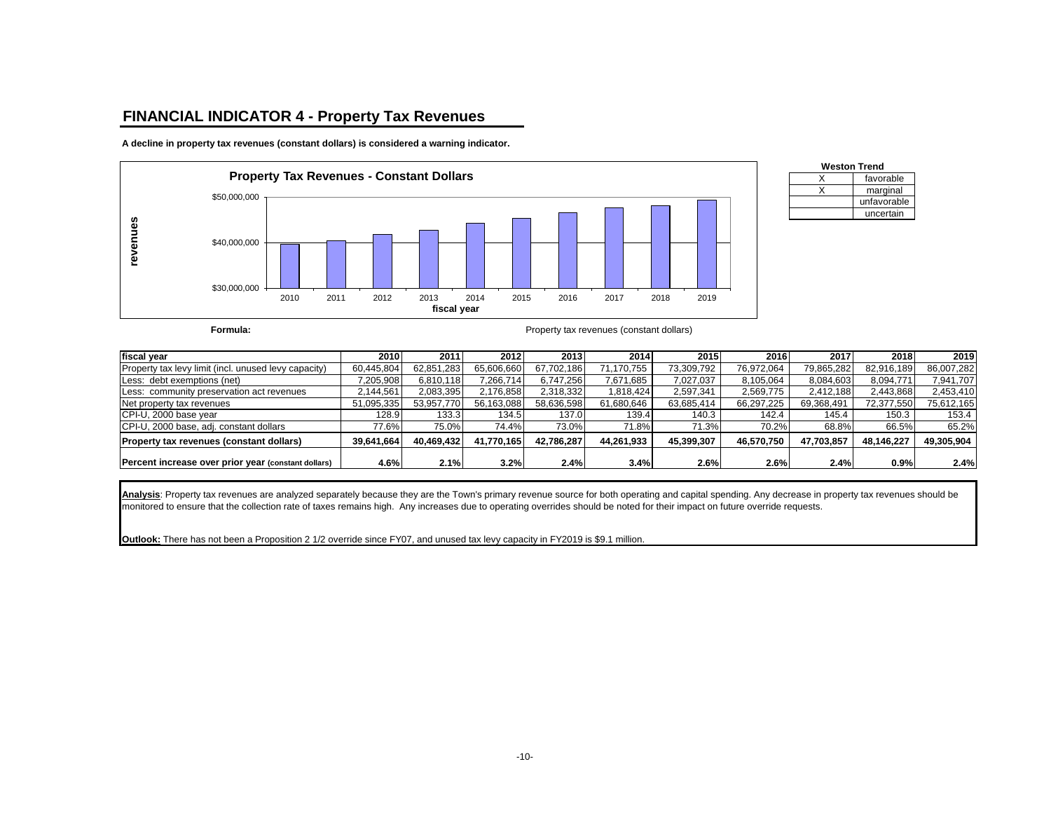## FINANCIAL INDICATOR 4 - Property Tax Revenues

**A decline in property tax revenues (constant dollars) is considered a warning indicator.**

**Property Tax Revenues - Constant Dollars**

| Weston Trend | |
|---|---|
| X | favorable |
| X | marginal |
| | unfavorable |
| | uncertain |

**Formula:** Property tax revenues (constant dollars)

| fiscal year | 2010 | 2011 | 2012 | 2013 | 2014 | 2015 | 2016 | 2017 | 2018 | 2019 |
|---|---|---|---|---|---|---|---|---|---|---|
| Property tax levy limit (incl. unused levy capacity) | 60,445,804 | 62,851,283 | 65,606,660 | 67,702,186 | 71,170,755 | 73,309,792 | 76,972,064 | 79,865,282 | 82,916,189 | 86,007,282 |
| Less: debt exemptions (net) | 7,205,908 | 6,810,118 | 7,266,714 | 6,747,256 | 7,671,685 | 7,027,037 | 8,105,064 | 8,084,603 | 8,094,771 | 7,941,707 |
| Less: community preservation act revenues | 2,144,561 | 2,083,395 | 2,176,858 | 2,318,332 | 1,818,424 | 2,597,341 | 2,569,775 | 2,412,188 | 2,443,868 | 2,453,410 |
| Net property tax revenues | 51,095,335 | 53,957,770 | 56,163,088 | 58,636,598 | 61,680,646 | 63,685,414 | 66,297,225 | 69,368,491 | 72,377,550 | 75,612,165 |
| CPI-U, 2000 base year | 128.9 | 133.3 | 134.5 | 137.0 | 139.4 | 140.3 | 142.4 | 145.4 | 150.3 | 153.4 |
| CPI-U, 2000 base, adj. constant dollars | 77.6% | 75.0% | 74.4% | 73.0% | 71.8% | 71.3% | 70.2% | 68.8% | 66.5% | 65.2% |
| **Property tax revenues (constant dollars)** | **39,641,664** | **40,469,432** | **41,770,165** | **42,786,287** | **44,261,933** | **45,399,307** | **46,570,750** | **47,703,857** | **48,146,227** | **49,305,904** |
| **Percent increase over prior year (constant dollars)** | **4.6%** | **2.1%** | **3.2%** | **2.4%** | **3.4%** | **2.6%** | **2.6%** | **2.4%** | **0.9%** | **2.4%** |

**Analysis**: Property tax revenues are analyzed separately because they are the Town's primary revenue source for both operating and capital spending. Any decrease in property tax revenues should be monitored to ensure that the collection rate of taxes remains high. Any increases due to operating overrides should be noted for their impact on future override requests.

**Outlook:** There has not been a Proposition 2 1/2 override since FY07, and unused tax levy capacity in FY2019 is $9.1 million.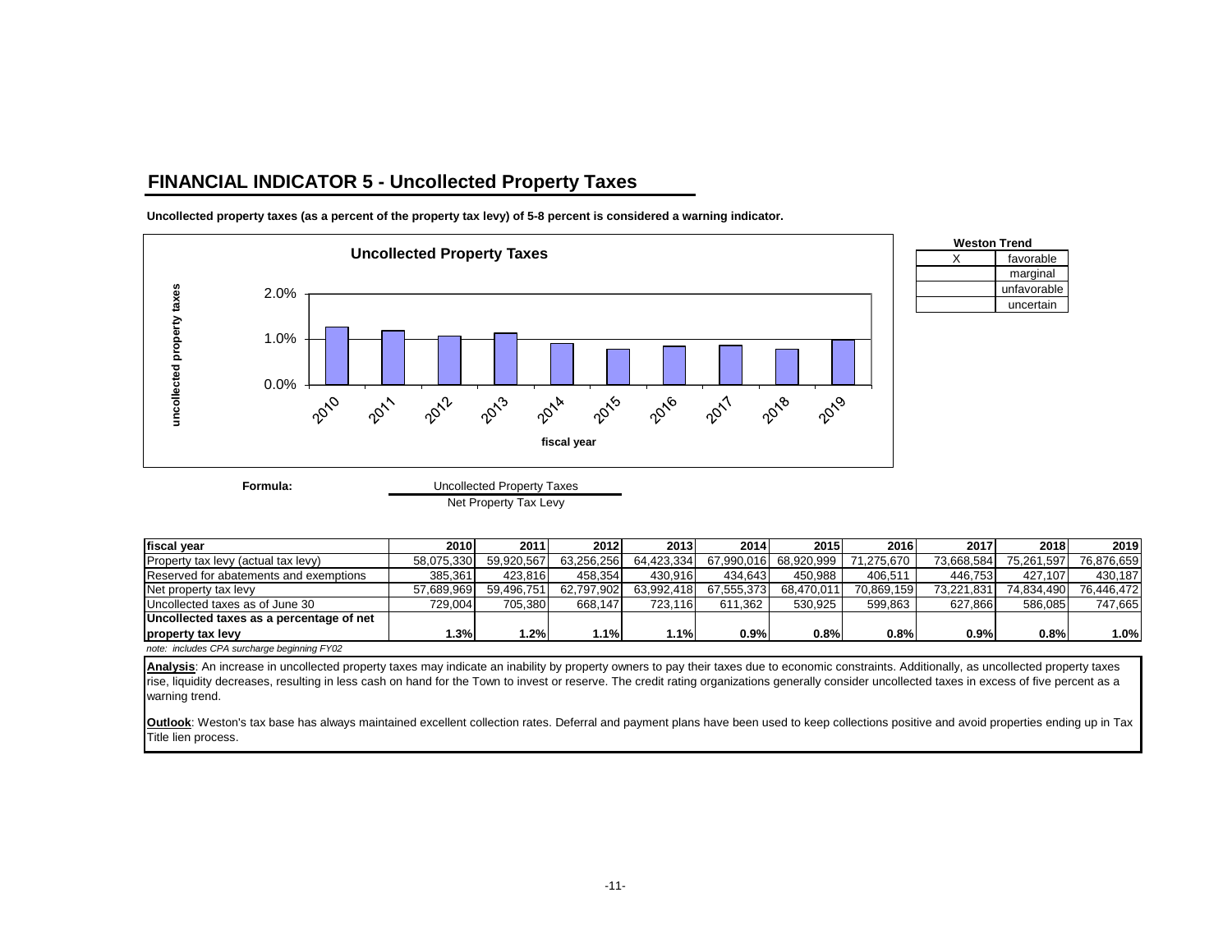## FINANCIAL INDICATOR 5 - Uncollected Property Taxes

**Uncollected property taxes (as a percent of the property tax levy) of 5-8 percent is considered a warning indicator.**

**Uncollected Property Taxes**

| Weston Trend | |
|---|---|
| X | favorable |
| | marginal |
| | unfavorable |
| | uncertain |

**Formula:**

$$\frac{\text{Uncollected Property Taxes}}{\text{Net Property Tax Levy}}$$

| fiscal year | 2010 | 2011 | 2012 | 2013 | 2014 | 2015 | 2016 | 2017 | 2018 | 2019 |
|---|---|---|---|---|---|---|---|---|---|---|
| Property tax levy (actual tax levy) | 58,075,330 | 59,920,567 | 63,256,256 | 64,423,334 | 67,990,016 | 68,920,999 | 71,275,670 | 73,668,584 | 75,261,597 | 76,876,659 |
| Reserved for abatements and exemptions | 385,361 | 423,816 | 458,354 | 430,916 | 434,643 | 450,988 | 406,511 | 446,753 | 427,107 | 430,187 |
| Net property tax levy | 57,689,969 | 59,496,751 | 62,797,902 | 63,992,418 | 67,555,373 | 68,470,011 | 70,869,159 | 73,221,831 | 74,834,490 | 76,446,472 |
| Uncollected taxes as of June 30 | 729,004 | 705,380 | 668,147 | 723,116 | 611,362 | 530,925 | 599,863 | 627,866 | 586,085 | 747,665 |
| **Uncollected taxes as a percentage of net property tax levy** | **1.3%** | **1.2%** | **1.1%** | **1.1%** | **0.9%** | **0.8%** | **0.8%** | **0.9%** | **0.8%** | **1.0%** |

*note: includes CPA surcharge beginning FY02*

**Analysis**: An increase in uncollected property taxes may indicate an inability by property owners to pay their taxes due to economic constraints. Additionally, as uncollected property taxes rise, liquidity decreases, resulting in less cash on hand for the Town to invest or reserve. The credit rating organizations generally consider uncollected taxes in excess of five percent as a warning trend.

**Outlook**: Weston's tax base has always maintained excellent collection rates. Deferral and payment plans have been used to keep collections positive and avoid properties ending up in Tax Title lien process.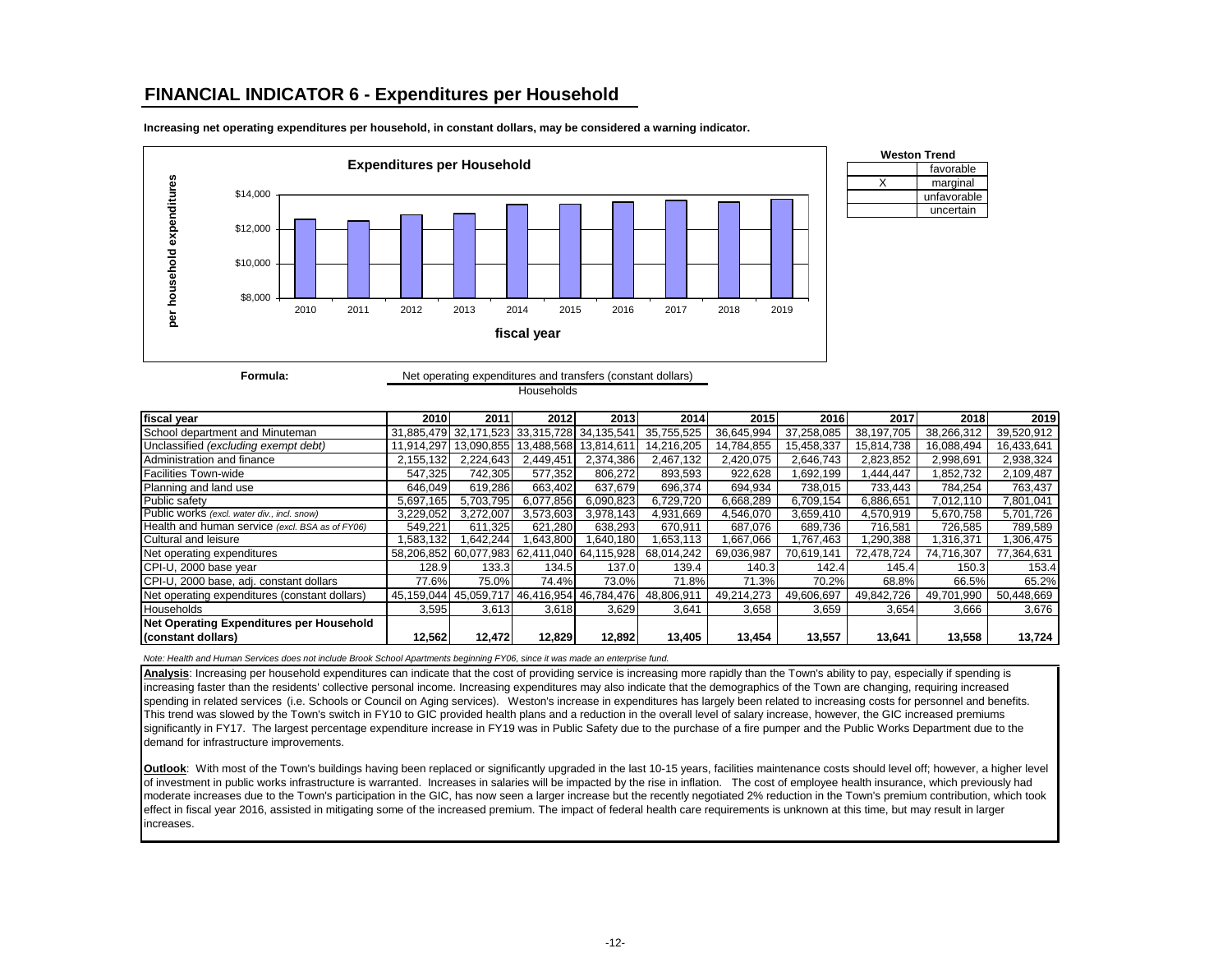# FINANCIAL INDICATOR 6 - Expenditures per Household

**Increasing net operating expenditures per household, in constant dollars, may be considered a warning indicator.**

**Expenditures per Household**

| Weston Trend | |
|---|---|
| | favorable |
| X | marginal |
| | unfavorable |
| | uncertain |

**Formula:** Net operating expenditures and transfers (constant dollars) / Households

| fiscal year | 2010 | 2011 | 2012 | 2013 | 2014 | 2015 | 2016 | 2017 | 2018 | 2019 |
|---|---|---|---|---|---|---|---|---|---|---|
| School department and Minuteman | 31,885,479 | 32,171,523 | 33,315,728 | 34,135,541 | 35,755,525 | 36,645,994 | 37,258,085 | 38,197,705 | 38,266,312 | 39,520,912 |
| Unclassified *(excluding exempt debt)* | 11,914,297 | 13,090,855 | 13,488,568 | 13,814,611 | 14,216,205 | 14,784,855 | 15,458,337 | 15,814,738 | 16,088,494 | 16,433,641 |
| Administration and finance | 2,155,132 | 2,224,643 | 2,449,451 | 2,374,386 | 2,467,132 | 2,420,075 | 2,646,743 | 2,823,852 | 2,998,691 | 2,938,324 |
| Facilities Town-wide | 547,325 | 742,305 | 577,352 | 806,272 | 893,593 | 922,628 | 1,692,199 | 1,444,447 | 1,852,732 | 2,109,487 |
| Planning and land use | 646,049 | 619,286 | 663,402 | 637,679 | 696,374 | 694,934 | 738,015 | 733,443 | 784,254 | 763,437 |
| Public safety | 5,697,165 | 5,703,795 | 6,077,856 | 6,090,823 | 6,729,720 | 6,668,289 | 6,709,154 | 6,886,651 | 7,012,110 | 7,801,041 |
| Public works *(excl. water div., incl. snow)* | 3,229,052 | 3,272,007 | 3,573,603 | 3,978,143 | 4,931,669 | 4,546,070 | 3,659,410 | 4,570,919 | 5,670,758 | 5,701,726 |
| Health and human service *(excl. BSA as of FY06)* | 549,221 | 611,325 | 621,280 | 638,293 | 670,911 | 687,076 | 689,736 | 716,581 | 726,585 | 789,589 |
| Cultural and leisure | 1,583,132 | 1,642,244 | 1,643,800 | 1,640,180 | 1,653,113 | 1,667,066 | 1,767,463 | 1,290,388 | 1,316,371 | 1,306,475 |
| Net operating expenditures | 58,206,852 | 60,077,983 | 62,411,040 | 64,115,928 | 68,014,242 | 69,036,987 | 70,619,141 | 72,478,724 | 74,716,307 | 77,364,631 |
| CPI-U, 2000 base year | 128.9 | 133.3 | 134.5 | 137.0 | 139.4 | 140.3 | 142.4 | 145.4 | 150.3 | 153.4 |
| CPI-U, 2000 base, adj. constant dollars | 77.6% | 75.0% | 74.4% | 73.0% | 71.8% | 71.3% | 70.2% | 68.8% | 66.5% | 65.2% |
| Net operating expenditures (constant dollars) | 45,159,044 | 45,059,717 | 46,416,954 | 46,784,476 | 48,806,911 | 49,214,273 | 49,606,697 | 49,842,726 | 49,701,990 | 50,448,669 |
| Households | 3,595 | 3,613 | 3,618 | 3,629 | 3,641 | 3,658 | 3,659 | 3,654 | 3,666 | 3,676 |
| **Net Operating Expenditures per Household (constant dollars)** | **12,562** | **12,472** | **12,829** | **12,892** | **13,405** | **13,454** | **13,557** | **13,641** | **13,558** | **13,724** |

*Note: Health and Human Services does not include Brook School Apartments beginning FY06, since it was made an enterprise fund.*

**Analysis**: Increasing per household expenditures can indicate that the cost of providing service is increasing more rapidly than the Town's ability to pay, especially if spending is increasing faster than the residents' collective personal income. Increasing expenditures may also indicate that the demographics of the Town are changing, requiring increased spending in related services (i.e. Schools or Council on Aging services). Weston's increase in expenditures has largely been related to increasing costs for personnel and benefits. This trend was slowed by the Town's switch in FY10 to GIC provided health plans and a reduction in the overall level of salary increase, however, the GIC increased premiums significantly in FY17. The largest percentage expenditure increase in FY19 was in Public Safety due to the purchase of a fire pumper and the Public Works Department due to the demand for infrastructure improvements.

**Outlook**: With most of the Town's buildings having been replaced or significantly upgraded in the last 10-15 years, facilities maintenance costs should level off; however, a higher level of investment in public works infrastructure is warranted. Increases in salaries will be impacted by the rise in inflation. The cost of employee health insurance, which previously had moderate increases due to the Town's participation in the GIC, has now seen a larger increase but the recently negotiated 2% reduction in the Town's premium contribution, which took effect in fiscal year 2016, assisted in mitigating some of the increased premium. The impact of federal health care requirements is unknown at this time, but may result in larger increases.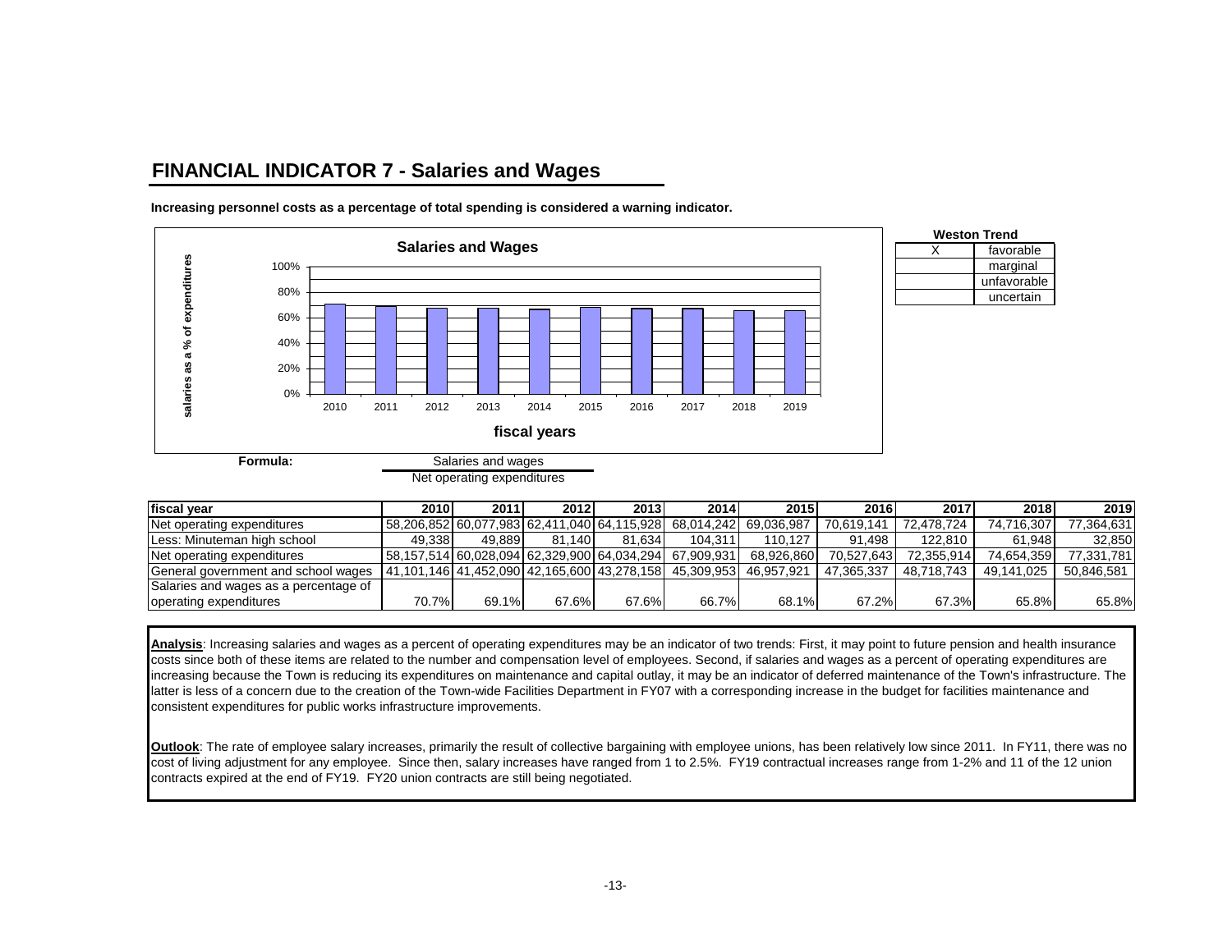# FINANCIAL INDICATOR 7 - Salaries and Wages

**Increasing personnel costs as a percentage of total spending is considered a warning indicator.**

| Weston Trend | |
|---|---|
| X | favorable |
| | marginal |
| | unfavorable |
| | uncertain |

**Formula:** Salaries and wages / Net operating expenditures

| fiscal year | 2010 | 2011 | 2012 | 2013 | 2014 | 2015 | 2016 | 2017 | 2018 | 2019 |
|---|---|---|---|---|---|---|---|---|---|---|
| Net operating expenditures | 58,206,852 | 60,077,983 | 62,411,040 | 64,115,928 | 68,014,242 | 69,036,987 | 70,619,141 | 72,478,724 | 74,716,307 | 77,364,631 |
| Less: Minuteman high school | 49,338 | 49,889 | 81,140 | 81,634 | 104,311 | 110,127 | 91,498 | 122,810 | 61,948 | 32,850 |
| Net operating expenditures | 58,157,514 | 60,028,094 | 62,329,900 | 64,034,294 | 67,909,931 | 68,926,860 | 70,527,643 | 72,355,914 | 74,654,359 | 77,331,781 |
| General government and school wages | 41,101,146 | 41,452,090 | 42,165,600 | 43,278,158 | 45,309,953 | 46,957,921 | 47,365,337 | 48,718,743 | 49,141,025 | 50,846,581 |
| Salaries and wages as a percentage of operating expenditures | 70.7% | 69.1% | 67.6% | 67.6% | 66.7% | 68.1% | 67.2% | 67.3% | 65.8% | 65.8% |

**Analysis**: Increasing salaries and wages as a percent of operating expenditures may be an indicator of two trends: First, it may point to future pension and health insurance costs since both of these items are related to the number and compensation level of employees. Second, if salaries and wages as a percent of operating expenditures are increasing because the Town is reducing its expenditures on maintenance and capital outlay, it may be an indicator of deferred maintenance of the Town's infrastructure. The latter is less of a concern due to the creation of the Town-wide Facilities Department in FY07 with a corresponding increase in the budget for facilities maintenance and consistent expenditures for public works infrastructure improvements.

**Outlook**: The rate of employee salary increases, primarily the result of collective bargaining with employee unions, has been relatively low since 2011. In FY11, there was no cost of living adjustment for any employee. Since then, salary increases have ranged from 1 to 2.5%. FY19 contractual increases range from 1-2% and 11 of the 12 union contracts expired at the end of FY19. FY20 union contracts are still being negotiated.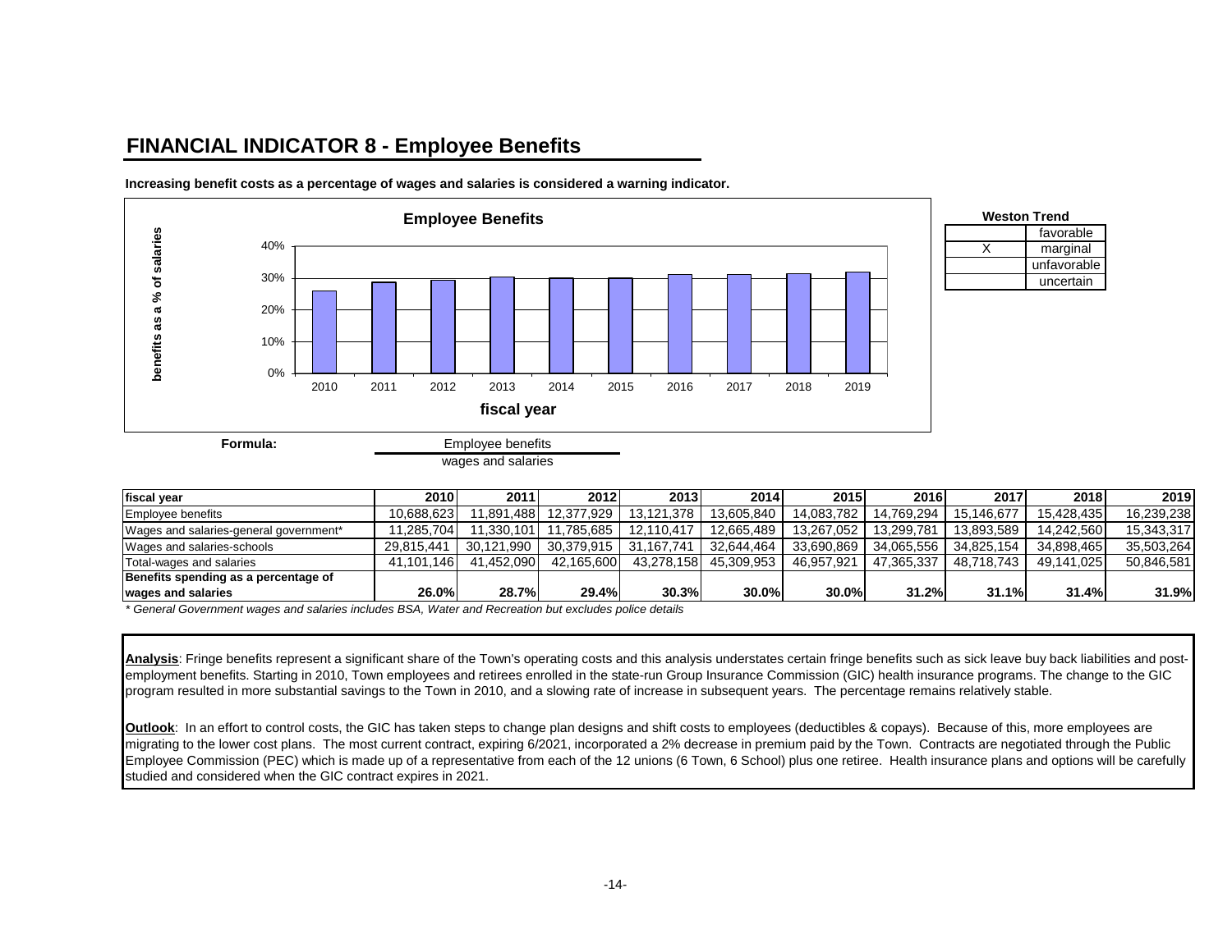## FINANCIAL INDICATOR 8 - Employee Benefits

**Increasing benefit costs as a percentage of wages and salaries is considered a warning indicator.**

**Weston Trend**

| | |
|---|---|
| | favorable |
| X | marginal |
| | unfavorable |
| | uncertain |

**Formula:**

$$\frac{\text{Employee benefits}}{\text{wages and salaries}}$$

| fiscal year | 2010 | 2011 | 2012 | 2013 | 2014 | 2015 | 2016 | 2017 | 2018 | 2019 |
|---|---|---|---|---|---|---|---|---|---|---|
| Employee benefits | 10,688,623 | 11,891,488 | 12,377,929 | 13,121,378 | 13,605,840 | 14,083,782 | 14,769,294 | 15,146,677 | 15,428,435 | 16,239,238 |
| Wages and salaries-general government* | 11,285,704 | 11,330,101 | 11,785,685 | 12,110,417 | 12,665,489 | 13,267,052 | 13,299,781 | 13,893,589 | 14,242,560 | 15,343,317 |
| Wages and salaries-schools | 29,815,441 | 30,121,990 | 30,379,915 | 31,167,741 | 32,644,464 | 33,690,869 | 34,065,556 | 34,825,154 | 34,898,465 | 35,503,264 |
| Total-wages and salaries | 41,101,146 | 41,452,090 | 42,165,600 | 43,278,158 | 45,309,953 | 46,957,921 | 47,365,337 | 48,718,743 | 49,141,025 | 50,846,581 |
| **Benefits spending as a percentage of wages and salaries** | **26.0%** | **28.7%** | **29.4%** | **30.3%** | **30.0%** | **30.0%** | **31.2%** | **31.1%** | **31.4%** | **31.9%** |

*\* General Government wages and salaries includes BSA, Water and Recreation but excludes police details*

**Analysis**: Fringe benefits represent a significant share of the Town's operating costs and this analysis understates certain fringe benefits such as sick leave buy back liabilities and post-employment benefits. Starting in 2010, Town employees and retirees enrolled in the state-run Group Insurance Commission (GIC) health insurance programs. The change to the GIC program resulted in more substantial savings to the Town in 2010, and a slowing rate of increase in subsequent years. The percentage remains relatively stable.

**Outlook**: In an effort to control costs, the GIC has taken steps to change plan designs and shift costs to employees (deductibles & copays). Because of this, more employees are migrating to the lower cost plans. The most current contract, expiring 6/2021, incorporated a 2% decrease in premium paid by the Town. Contracts are negotiated through the Public Employee Commission (PEC) which is made up of a representative from each of the 12 unions (6 Town, 6 School) plus one retiree. Health insurance plans and options will be carefully studied and considered when the GIC contract expires in 2021.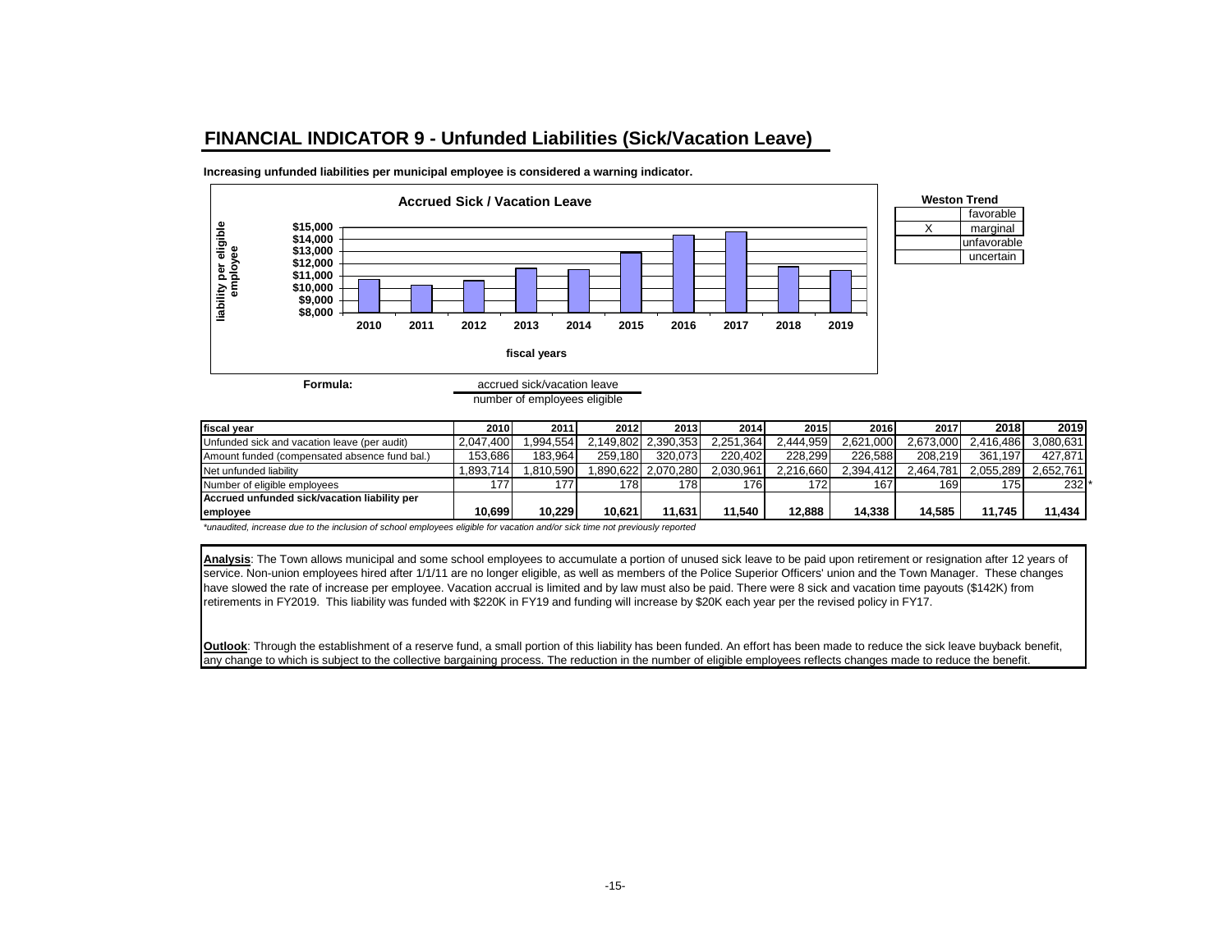## FINANCIAL INDICATOR 9 - Unfunded Liabilities (Sick/Vacation Leave)

**Increasing unfunded liabilities per municipal employee is considered a warning indicator.**

**Accrued Sick / Vacation Leave**

| Weston Trend | |
|---|---|
| | favorable |
| X | marginal |
| | unfavorable |
| | uncertain |

**Formula:** accrued sick/vacation leave / number of employees eligible

| fiscal year | 2010 | 2011 | 2012 | 2013 | 2014 | 2015 | 2016 | 2017 | 2018 | 2019 |
|---|---|---|---|---|---|---|---|---|---|---|
| Unfunded sick and vacation leave (per audit) | 2,047,400 | 1,994,554 | 2,149,802 | 2,390,353 | 2,251,364 | 2,444,959 | 2,621,000 | 2,673,000 | 2,416,486 | 3,080,631 |
| Amount funded (compensated absence fund bal.) | 153,686 | 183,964 | 259,180 | 320,073 | 220,402 | 228,299 | 226,588 | 208,219 | 361,197 | 427,871 |
| Net unfunded liability | 1,893,714 | 1,810,590 | 1,890,622 | 2,070,280 | 2,030,961 | 2,216,660 | 2,394,412 | 2,464,781 | 2,055,289 | 2,652,761 |
| Number of eligible employees | 177 | 177 | 178 | 178 | 176 | 172 | 167 | 169 | 175 | 232 * |
| **Accrued unfunded sick/vacation liability per employee** | **10,699** | **10,229** | **10,621** | **11,631** | **11,540** | **12,888** | **14,338** | **14,585** | **11,745** | **11,434** |

*\*unaudited, increase due to the inclusion of school employees eligible for vacation and/or sick time not previously reported*

**Analysis**: The Town allows municipal and some school employees to accumulate a portion of unused sick leave to be paid upon retirement or resignation after 12 years of service. Non-union employees hired after 1/1/11 are no longer eligible, as well as members of the Police Superior Officers' union and the Town Manager. These changes have slowed the rate of increase per employee. Vacation accrual is limited and by law must also be paid. There were 8 sick and vacation time payouts ($142K) from retirements in FY2019. This liability was funded with $220K in FY19 and funding will increase by $20K each year per the revised policy in FY17.

**Outlook**: Through the establishment of a reserve fund, a small portion of this liability has been funded. An effort has been made to reduce the sick leave buyback benefit, any change to which is subject to the collective bargaining process. The reduction in the number of eligible employees reflects changes made to reduce the benefit.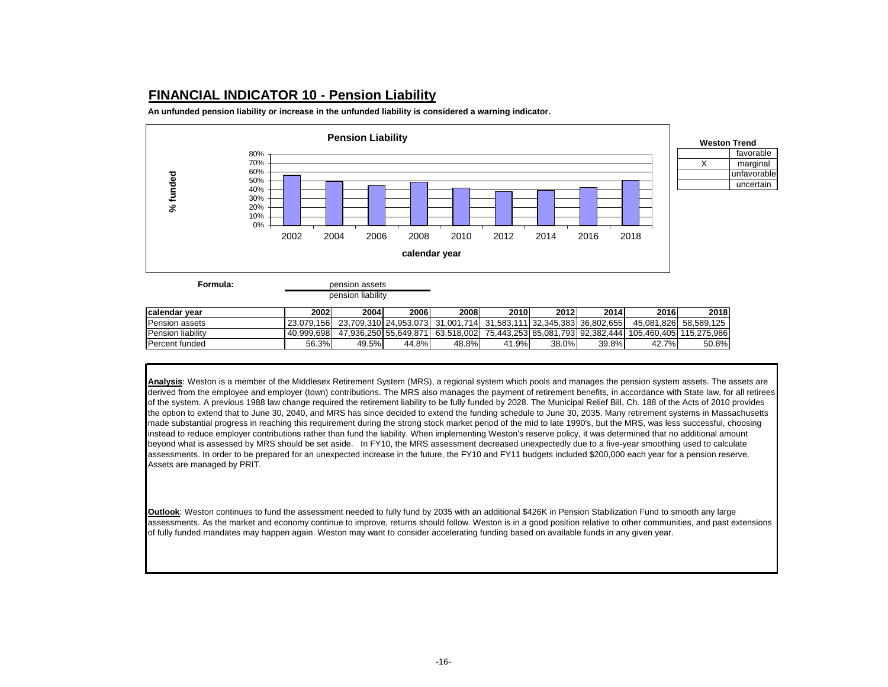## FINANCIAL INDICATOR 10 - Pension Liability

**An unfunded pension liability or increase in the unfunded liability is considered a warning indicator.**

**Weston Trend**

| | |
|---|---|
| | favorable |
| X | marginal |
| | unfavorable |
| | uncertain |

**Formula:** pension assets / pension liability

| calendar year | 2002 | 2004 | 2006 | 2008 | 2010 | 2012 | 2014 | 2016 | 2018 |
|---|---|---|---|---|---|---|---|---|---|
| Pension assets | 23,079,156 | 23,709,310 | 24,953,073 | 31,001,714 | 31,583,111 | 32,345,383 | 36,802,655 | 45,081,826 | 58,589,125 |
| Pension liability | 40,999,698 | 47,936,250 | 55,649,871 | 63,518,002 | 75,443,253 | 85,081,793 | 92,382,444 | 105,460,405 | 115,275,986 |
| Percent funded | 56.3% | 49.5% | 44.8% | 48.8% | 41.9% | 38.0% | 39.8% | 42.7% | 50.8% |

**Analysis**: Weston is a member of the Middlesex Retirement System (MRS), a regional system which pools and manages the pension system assets. The assets are derived from the employee and employer (town) contributions. The MRS also manages the payment of retirement benefits, in accordance with State law, for all retirees of the system. A previous 1988 law change required the retirement liability to be fully funded by 2028. The Municipal Relief Bill, Ch. 188 of the Acts of 2010 provides the option to extend that to June 30, 2040, and MRS has since decided to extend the funding schedule to June 30, 2035. Many retirement systems in Massachusetts made substantial progress in reaching this requirement during the strong stock market period of the mid to late 1990's, but the MRS, was less successful, choosing instead to reduce employer contributions rather than fund the liability. When implementing Weston's reserve policy, it was determined that no additional amount beyond what is assessed by MRS should be set aside. In FY10, the MRS assessment decreased unexpectedly due to a five-year smoothing used to calculate assessments. In order to be prepared for an unexpected increase in the future, the FY10 and FY11 budgets included $200,000 each year for a pension reserve. Assets are managed by PRIT.

**Outlook**: Weston continues to fund the assessment needed to fully fund by 2035 with an additional $426K in Pension Stabilization Fund to smooth any large assessments. As the market and economy continue to improve, returns should follow. Weston is in a good position relative to other communities, and past extensions of fully funded mandates may happen again. Weston may want to consider accelerating funding based on available funds in any given year.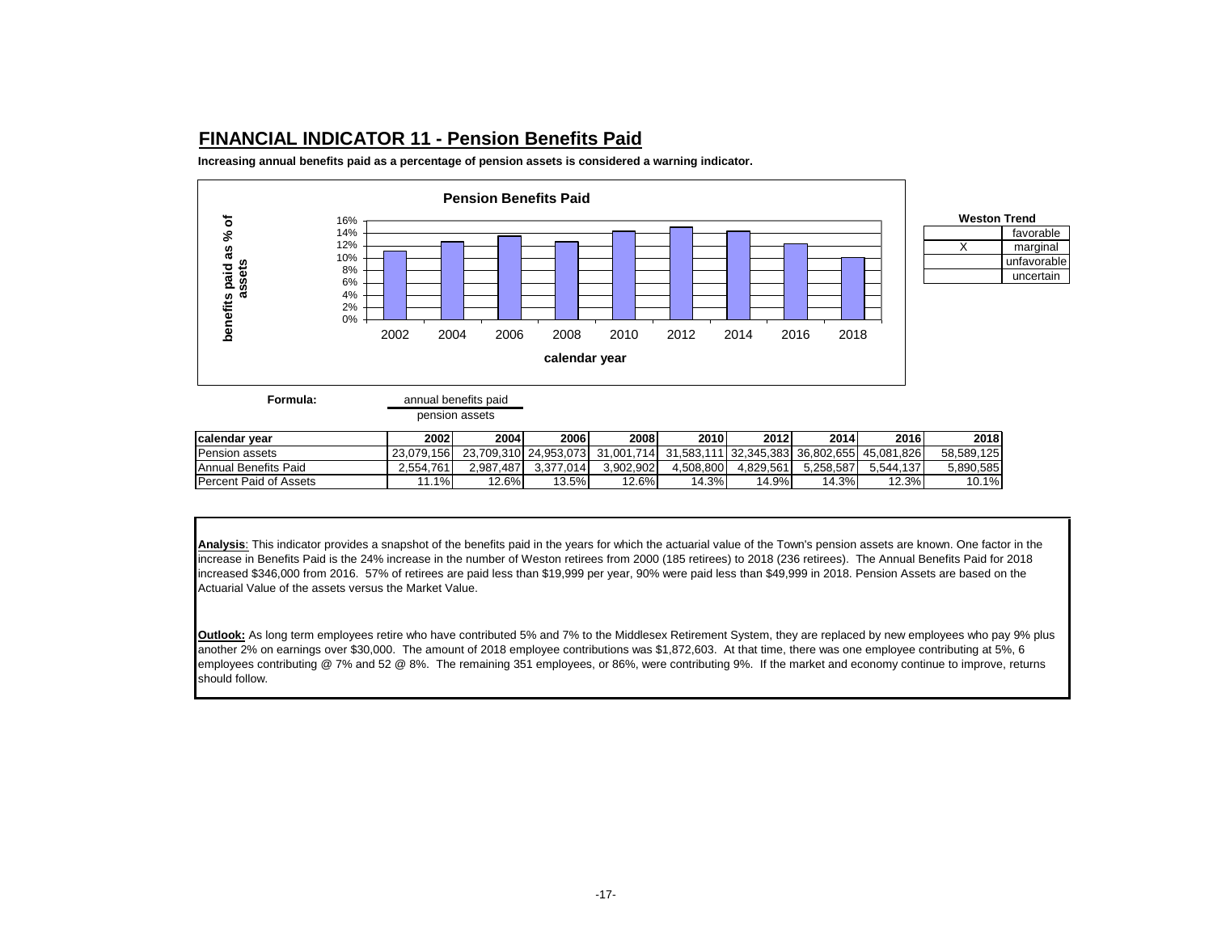## FINANCIAL INDICATOR 11 - Pension Benefits Paid

**Increasing annual benefits paid as a percentage of pension assets is considered a warning indicator.**

**Pension Benefits Paid**

| Weston Trend | |
|---|---|
| | favorable |
| X | marginal |
| | unfavorable |
| | uncertain |

**Formula:**

$$\frac{\text{annual benefits paid}}{\text{pension assets}}$$

| calendar year | 2002 | 2004 | 2006 | 2008 | 2010 | 2012 | 2014 | 2016 | 2018 |
|---|---|---|---|---|---|---|---|---|---|
| Pension assets | 23,079,156 | 23,709,310 | 24,953,073 | 31,001,714 | 31,583,111 | 32,345,383 | 36,802,655 | 45,081,826 | 58,589,125 |
| Annual Benefits Paid | 2,554,761 | 2,987,487 | 3,377,014 | 3,902,902 | 4,508,800 | 4,829,561 | 5,258,587 | 5,544,137 | 5,890,585 |
| Percent Paid of Assets | 11.1% | 12.6% | 13.5% | 12.6% | 14.3% | 14.9% | 14.3% | 12.3% | 10.1% |

**Analysis**: This indicator provides a snapshot of the benefits paid in the years for which the actuarial value of the Town's pension assets are known. One factor in the increase in Benefits Paid is the 24% increase in the number of Weston retirees from 2000 (185 retirees) to 2018 (236 retirees). The Annual Benefits Paid for 2018 increased $346,000 from 2016. 57% of retirees are paid less than $19,999 per year, 90% were paid less than $49,999 in 2018. Pension Assets are based on the Actuarial Value of the assets versus the Market Value.

**Outlook:** As long term employees retire who have contributed 5% and 7% to the Middlesex Retirement System, they are replaced by new employees who pay 9% plus another 2% on earnings over $30,000. The amount of 2018 employee contributions was $1,872,603. At that time, there was one employee contributing at 5%, 6 employees contributing @ 7% and 52 @ 8%. The remaining 351 employees, or 86%, were contributing 9%. If the market and economy continue to improve, returns should follow.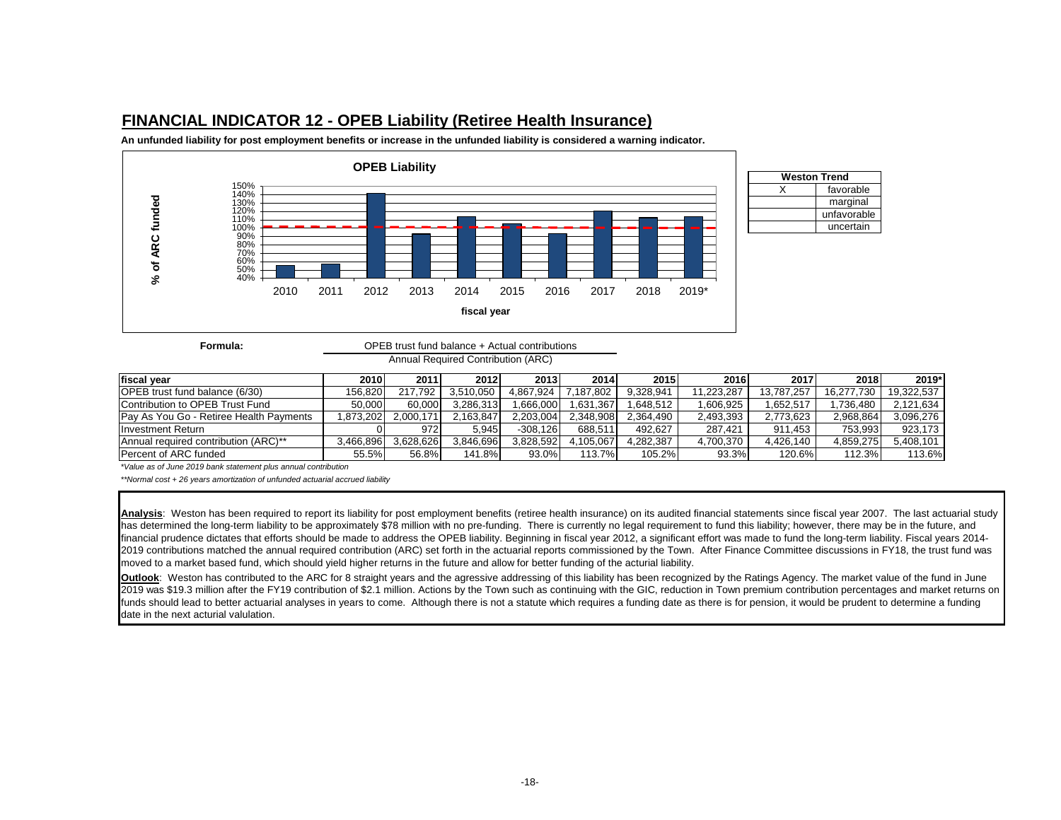## FINANCIAL INDICATOR 12 - OPEB Liability (Retiree Health Insurance)

**An unfunded liability for post employment benefits or increase in the unfunded liability is considered a warning indicator.**

**OPEB Liability**

| Weston Trend | |
|---|---|
| X | favorable |
| | marginal |
| | unfavorable |
| | uncertain |

**Formula:**

$$\frac{\text{OPEB trust fund balance + Actual contributions}}{\text{Annual Required Contribution (ARC)}}$$

| fiscal year | 2010 | 2011 | 2012 | 2013 | 2014 | 2015 | 2016 | 2017 | 2018 | 2019* |
|---|---|---|---|---|---|---|---|---|---|---|
| OPEB trust fund balance (6/30) | 156,820 | 217,792 | 3,510,050 | 4,867,924 | 7,187,802 | 9,328,941 | 11,223,287 | 13,787,257 | 16,277,730 | 19,322,537 |
| Contribution to OPEB Trust Fund | 50,000 | 60,000 | 3,286,313 | 1,666,000 | 1,631,367 | 1,648,512 | 1,606,925 | 1,652,517 | 1,736,480 | 2,121,634 |
| Pay As You Go - Retiree Health Payments | 1,873,202 | 2,000,171 | 2,163,847 | 2,203,004 | 2,348,908 | 2,364,490 | 2,493,393 | 2,773,623 | 2,968,864 | 3,096,276 |
| Investment Return | 0 | 972 | 5,945 | -308,126 | 688,511 | 492,627 | 287,421 | 911,453 | 753,993 | 923,173 |
| Annual required contribution (ARC)** | 3,466,896 | 3,628,626 | 3,846,696 | 3,828,592 | 4,105,067 | 4,282,387 | 4,700,370 | 4,426,140 | 4,859,275 | 5,408,101 |
| Percent of ARC funded | 55.5% | 56.8% | 141.8% | 93.0% | 113.7% | 105.2% | 93.3% | 120.6% | 112.3% | 113.6% |

*\*Value as of June 2019 bank statement plus annual contribution*

*\*\*Normal cost + 26 years amortization of unfunded actuarial accrued liability*

**Analysis**: Weston has been required to report its liability for post employment benefits (retiree health insurance) on its audited financial statements since fiscal year 2007. The last actuarial study has determined the long-term liability to be approximately $78 million with no pre-funding. There is currently no legal requirement to fund this liability; however, there may be in the future, and financial prudence dictates that efforts should be made to address the OPEB liability. Beginning in fiscal year 2012, a significant effort was made to fund the long-term liability. Fiscal years 2014-2019 contributions matched the annual required contribution (ARC) set forth in the actuarial reports commissioned by the Town. After Finance Committee discussions in FY18, the trust fund was moved to a market based fund, which should yield higher returns in the future and allow for better funding of the acturial liability.

**Outlook**: Weston has contributed to the ARC for 8 straight years and the agressive addressing of this liability has been recognized by the Ratings Agency. The market value of the fund in June 2019 was $19.3 million after the FY19 contribution of $2.1 million. Actions by the Town such as continuing with the GIC, reduction in Town premium contribution percentages and market returns on funds should lead to better actuarial analyses in years to come. Although there is not a statute which requires a funding date as there is for pension, it would be prudent to determine a funding date in the next acturial valulation.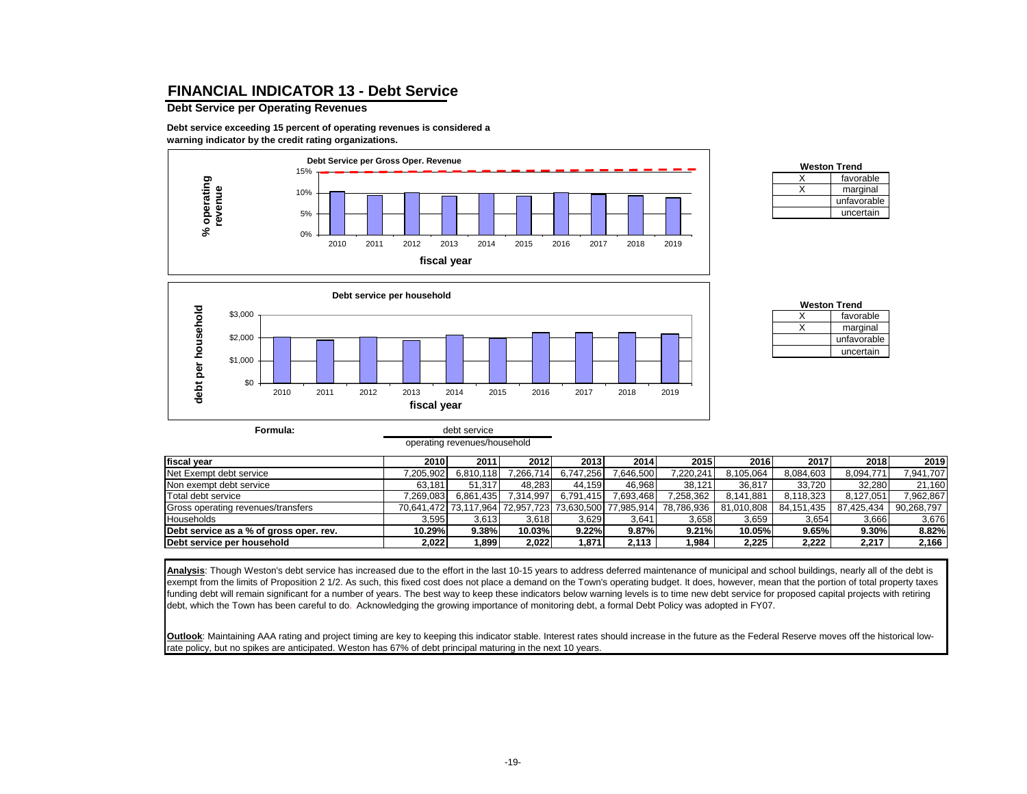# FINANCIAL INDICATOR 13 - Debt Service

**Debt Service per Operating Revenues**

**Debt service exceeding 15 percent of operating revenues is considered a warning indicator by the credit rating organizations.**

**Weston Trend**

| | |
|---|---|
| X | favorable |
| X | marginal |
| | unfavorable |
| | uncertain |

**Weston Trend**

| | |
|---|---|
| X | favorable |
| X | marginal |
| | unfavorable |
| | uncertain |

**Formula:** debt service / operating revenues/household

| fiscal year | 2010 | 2011 | 2012 | 2013 | 2014 | 2015 | 2016 | 2017 | 2018 | 2019 |
|---|---|---|---|---|---|---|---|---|---|---|
| Net Exempt debt service | 7,205,902 | 6,810,118 | 7,266,714 | 6,747,256 | 7,646,500 | 7,220,241 | 8,105,064 | 8,084,603 | 8,094,771 | 7,941,707 |
| Non exempt debt service | 63,181 | 51,317 | 48,283 | 44,159 | 46,968 | 38,121 | 36,817 | 33,720 | 32,280 | 21,160 |
| Total debt service | 7,269,083 | 6,861,435 | 7,314,997 | 6,791,415 | 7,693,468 | 7,258,362 | 8,141,881 | 8,118,323 | 8,127,051 | 7,962,867 |
| Gross operating revenues/transfers | 70,641,472 | 73,117,964 | 72,957,723 | 73,630,500 | 77,985,914 | 78,786,936 | 81,010,808 | 84,151,435 | 87,425,434 | 90,268,797 |
| Households | 3,595 | 3,613 | 3,618 | 3,629 | 3,641 | 3,658 | 3,659 | 3,654 | 3,666 | 3,676 |
| **Debt service as a % of gross oper. rev.** | **10.29%** | **9.38%** | **10.03%** | **9.22%** | **9.87%** | **9.21%** | **10.05%** | **9.65%** | **9.30%** | **8.82%** |
| **Debt service per household** | **2,022** | **1,899** | **2,022** | **1,871** | **2,113** | **1,984** | **2,225** | **2,222** | **2,217** | **2,166** |

**Analysis**: Though Weston's debt service has increased due to the effort in the last 10-15 years to address deferred maintenance of municipal and school buildings, nearly all of the debt is exempt from the limits of Proposition 2 1/2. As such, this fixed cost does not place a demand on the Town's operating budget. It does, however, mean that the portion of total property taxes funding debt will remain significant for a number of years. The best way to keep these indicators below warning levels is to time new debt service for proposed capital projects with retiring debt, which the Town has been careful to do. Acknowledging the growing importance of monitoring debt, a formal Debt Policy was adopted in FY07.

**Outlook**: Maintaining AAA rating and project timing are key to keeping this indicator stable. Interest rates should increase in the future as the Federal Reserve moves off the historical low-rate policy, but no spikes are anticipated. Weston has 67% of debt principal maturing in the next 10 years.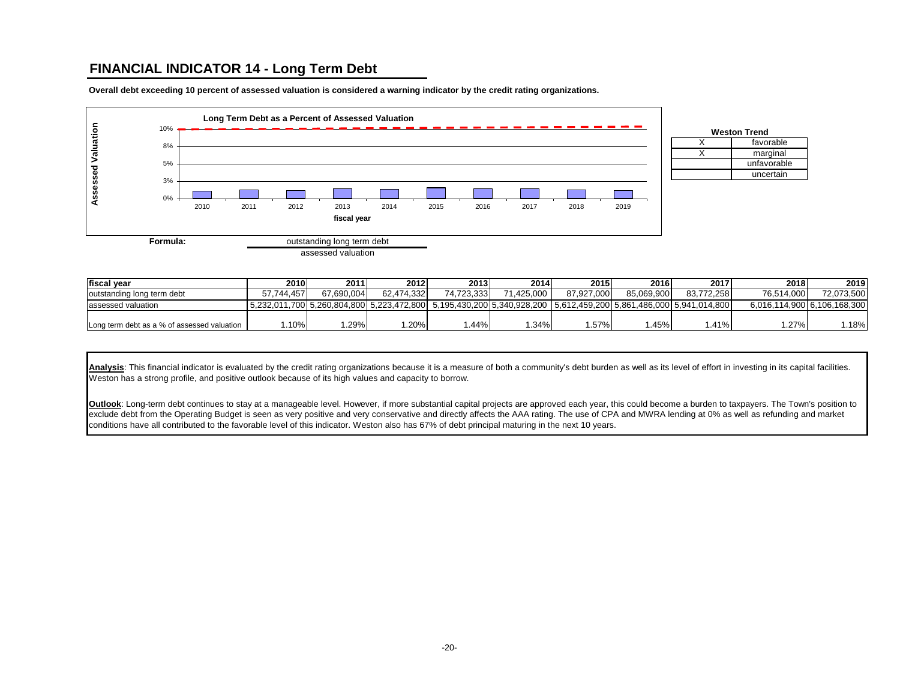# FINANCIAL INDICATOR 14 - Long Term Debt

**Overall debt exceeding 10 percent of assessed valuation is considered a warning indicator by the credit rating organizations.**

**Long Term Debt as a Percent of Assessed Valuation**

| Weston Trend | |
|---|---|
| X | favorable |
| X | marginal |
| | unfavorable |
| | uncertain |

**Formula:**

$$\frac{\text{outstanding long term debt}}{\text{assessed valuation}}$$

| fiscal year | 2010 | 2011 | 2012 | 2013 | 2014 | 2015 | 2016 | 2017 | 2018 | 2019 |
|---|---|---|---|---|---|---|---|---|---|---|
| outstanding long term debt | 57,744,457 | 67,690,004 | 62,474,332 | 74,723,333 | 71,425,000 | 87,927,000 | 85,069,900 | 83,772,258 | 76,514,000 | 72,073,500 |
| assessed valuation | 5,232,011,700 | 5,260,804,800 | 5,223,472,800 | 5,195,430,200 | 5,340,928,200 | 5,612,459,200 | 5,861,486,000 | 5,941,014,800 | 6,016,114,900 | 6,106,168,300 |
| Long term debt as a % of assessed valuation | 1.10% | 1.29% | 1.20% | 1.44% | 1.34% | 1.57% | 1.45% | 1.41% | 1.27% | 1.18% |

**Analysis**: This financial indicator is evaluated by the credit rating organizations because it is a measure of both a community's debt burden as well as its level of effort in investing in its capital facilities. Weston has a strong profile, and positive outlook because of its high values and capacity to borrow.

**Outlook**: Long-term debt continues to stay at a manageable level. However, if more substantial capital projects are approved each year, this could become a burden to taxpayers. The Town's position to exclude debt from the Operating Budget is seen as very positive and very conservative and directly affects the AAA rating. The use of CPA and MWRA lending at 0% as well as refunding and market conditions have all contributed to the favorable level of this indicator. Weston also has 67% of debt principal maturing in the next 10 years.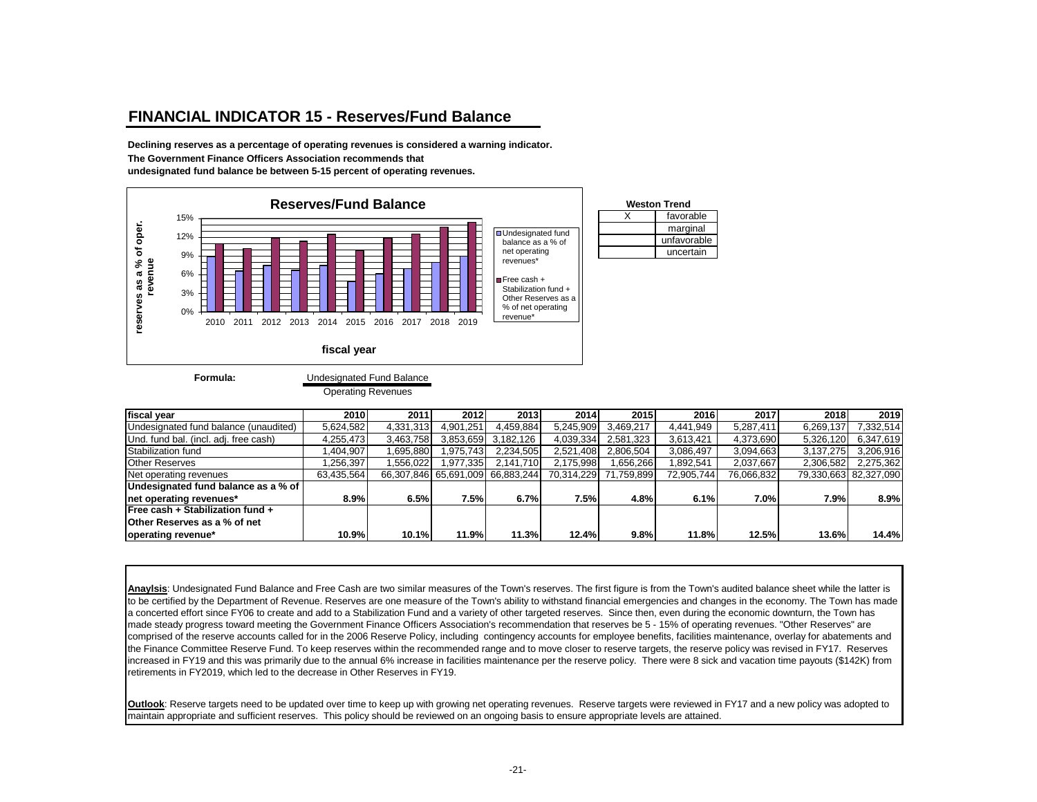## FINANCIAL INDICATOR 15 - Reserves/Fund Balance

**Declining reserves as a percentage of operating revenues is considered a warning indicator.**
**The Government Finance Officers Association recommends that**
**undesignated fund balance be between 5-15 percent of operating revenues.**

**Reserves/Fund Balance**

| fiscal year | Undesignated fund balance as a % of net operating revenues* | Free cash + Stabilization fund + Other Reserves as a % of net operating revenue* |
|---|---|---|
| 2010 | 8.9% | 10.9% |
| 2011 | 6.5% | 10.1% |
| 2012 | 7.5% | 11.9% |
| 2013 | 6.7% | 11.3% |
| 2014 | 7.5% | 12.4% |
| 2015 | 4.8% | 9.8% |
| 2016 | 6.1% | 11.8% |
| 2017 | 7.0% | 12.5% |
| 2018 | 7.9% | 13.6% |
| 2019 | 8.9% | 14.4% |

**Weston Trend**

| | |
|---|---|
| X | favorable |
| | marginal |
| | unfavorable |
| | uncertain |

**Formula:** Undesignated Fund Balance / Operating Revenues

| fiscal year | 2010 | 2011 | 2012 | 2013 | 2014 | 2015 | 2016 | 2017 | 2018 | 2019 |
|---|---|---|---|---|---|---|---|---|---|---|
| Undesignated fund balance (unaudited) | 5,624,582 | 4,331,313 | 4,901,251 | 4,459,884 | 5,245,909 | 3,469,217 | 4,441,949 | 5,287,411 | 6,269,137 | 7,332,514 |
| Und. fund bal. (incl. adj. free cash) | 4,255,473 | 3,463,758 | 3,853,659 | 3,182,126 | 4,039,334 | 2,581,323 | 3,613,421 | 4,373,690 | 5,326,120 | 6,347,619 |
| Stabilization fund | 1,404,907 | 1,695,880 | 1,975,743 | 2,234,505 | 2,521,408 | 2,806,504 | 3,086,497 | 3,094,663 | 3,137,275 | 3,206,916 |
| Other Reserves | 1,256,397 | 1,556,022 | 1,977,335 | 2,141,710 | 2,175,998 | 1,656,266 | 1,892,541 | 2,037,667 | 2,306,582 | 2,275,362 |
| Net operating revenues | 63,435,564 | 66,307,846 | 65,691,009 | 66,883,244 | 70,314,229 | 71,759,899 | 72,905,744 | 76,066,832 | 79,330,663 | 82,327,090 |
| **Undesignated fund balance as a % of net operating revenues*** | **8.9%** | **6.5%** | **7.5%** | **6.7%** | **7.5%** | **4.8%** | **6.1%** | **7.0%** | **7.9%** | **8.9%** |
| **Free cash + Stabilization fund + Other Reserves as a % of net operating revenue*** | **10.9%** | **10.1%** | **11.9%** | **11.3%** | **12.4%** | **9.8%** | **11.8%** | **12.5%** | **13.6%** | **14.4%** |

**Anaylsis**: Undesignated Fund Balance and Free Cash are two similar measures of the Town's reserves. The first figure is from the Town's audited balance sheet while the latter is to be certified by the Department of Revenue. Reserves are one measure of the Town's ability to withstand financial emergencies and changes in the economy. The Town has made a concerted effort since FY06 to create and add to a Stabilization Fund and a variety of other targeted reserves. Since then, even during the economic downturn, the Town has made steady progress toward meeting the Government Finance Officers Association's recommendation that reserves be 5 - 15% of operating revenues. "Other Reserves" are comprised of the reserve accounts called for in the 2006 Reserve Policy, including contingency accounts for employee benefits, facilities maintenance, overlay for abatements and the Finance Committee Reserve Fund. To keep reserves within the recommended range and to move closer to reserve targets, the reserve policy was revised in FY17. Reserves increased in FY19 and this was primarily due to the annual 6% increase in facilities maintenance per the reserve policy. There were 8 sick and vacation time payouts ($142K) from retirements in FY2019, which led to the decrease in Other Reserves in FY19.

**Outlook**: Reserve targets need to be updated over time to keep up with growing net operating revenues. Reserve targets were reviewed in FY17 and a new policy was adopted to maintain appropriate and sufficient reserves. This policy should be reviewed on an ongoing basis to ensure appropriate levels are attained.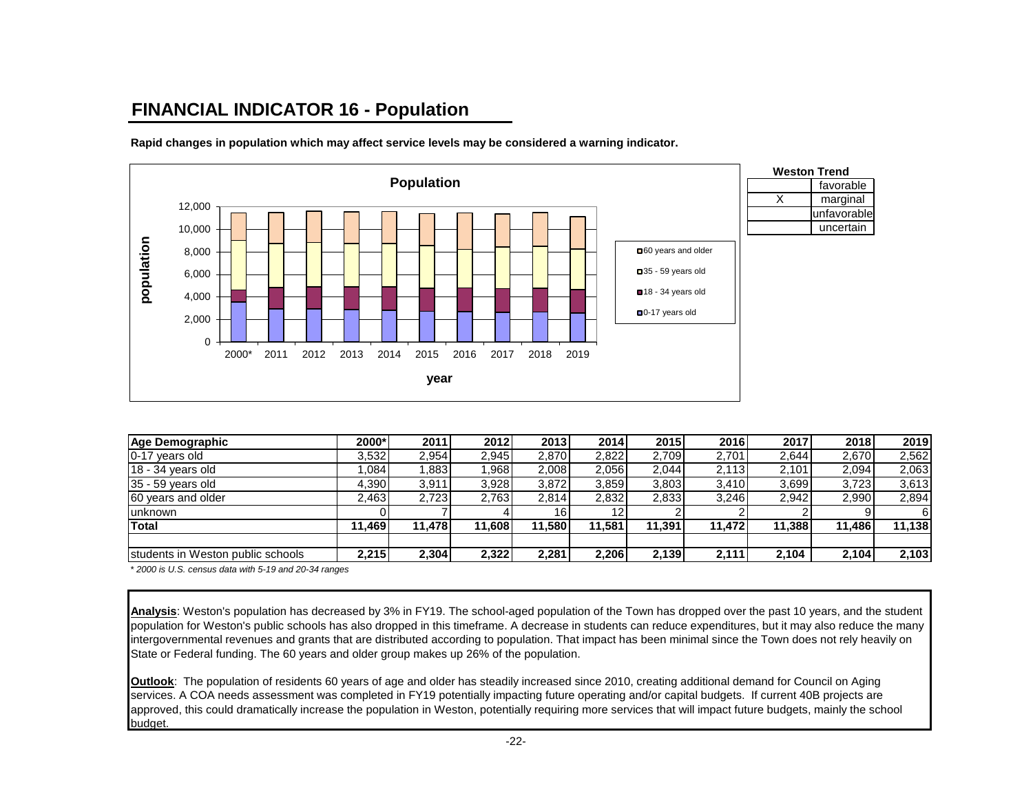# FINANCIAL INDICATOR 16 - Population

**Rapid changes in population which may affect service levels may be considered a warning indicator.**

| Weston Trend | |
|---|---|
| | favorable |
| X | marginal |
| | unfavorable |
| | uncertain |

| Age Demographic | 2000* | 2011 | 2012 | 2013 | 2014 | 2015 | 2016 | 2017 | 2018 | 2019 |
|---|---|---|---|---|---|---|---|---|---|---|
| 0-17 years old | 3,532 | 2,954 | 2,945 | 2,870 | 2,822 | 2,709 | 2,701 | 2,644 | 2,670 | 2,562 |
| 18 - 34 years old | 1,084 | 1,883 | 1,968 | 2,008 | 2,056 | 2,044 | 2,113 | 2,101 | 2,094 | 2,063 |
| 35 - 59 years old | 4,390 | 3,911 | 3,928 | 3,872 | 3,859 | 3,803 | 3,410 | 3,699 | 3,723 | 3,613 |
| 60 years and older | 2,463 | 2,723 | 2,763 | 2,814 | 2,832 | 2,833 | 3,246 | 2,942 | 2,990 | 2,894 |
| unknown | 0 | 7 | 4 | 16 | 12 | 2 | 2 | 2 | 9 | 6 |
| **Total** | **11,469** | **11,478** | **11,608** | **11,580** | **11,581** | **11,391** | **11,472** | **11,388** | **11,486** | **11,138** |
| | | | | | | | | | | |
| students in Weston public schools | **2,215** | **2,304** | **2,322** | **2,281** | **2,206** | **2,139** | **2,111** | **2,104** | **2,104** | **2,103** |

*\* 2000 is U.S. census data with 5-19 and 20-34 ranges*

**Analysis**: Weston's population has decreased by 3% in FY19. The school-aged population of the Town has dropped over the past 10 years, and the student population for Weston's public schools has also dropped in this timeframe. A decrease in students can reduce expenditures, but it may also reduce the many intergovernmental revenues and grants that are distributed according to population. That impact has been minimal since the Town does not rely heavily on State or Federal funding. The 60 years and older group makes up 26% of the population.

**Outlook**: The population of residents 60 years of age and older has steadily increased since 2010, creating additional demand for Council on Aging services. A COA needs assessment was completed in FY19 potentially impacting future operating and/or capital budgets. If current 40B projects are approved, this could dramatically increase the population in Weston, potentially requiring more services that will impact future budgets, mainly the school budget.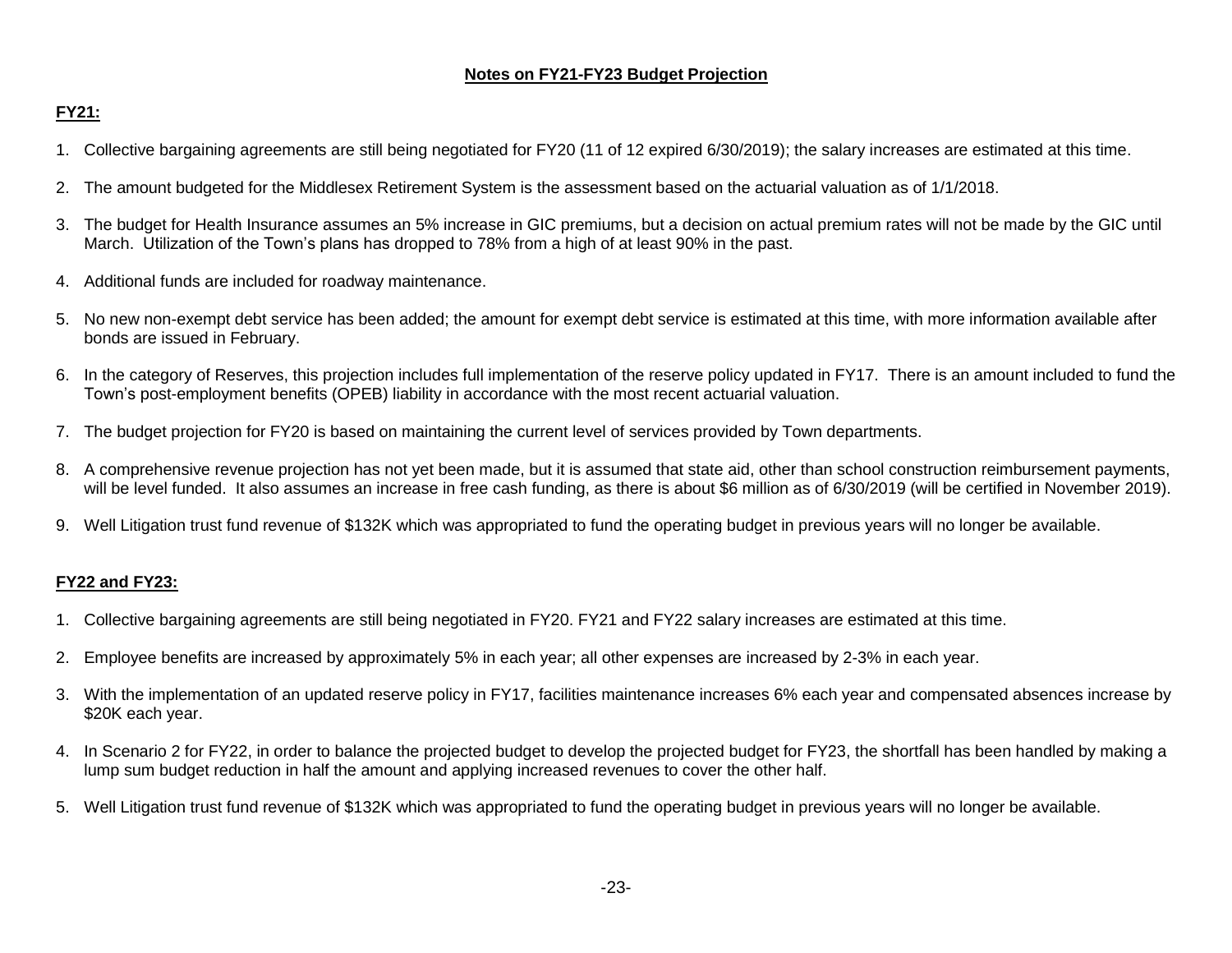# Notes on FY21-FY23 Budget Projection

## FY21:

1. Collective bargaining agreements are still being negotiated for FY20 (11 of 12 expired 6/30/2019); the salary increases are estimated at this time.

2. The amount budgeted for the Middlesex Retirement System is the assessment based on the actuarial valuation as of 1/1/2018.

3. The budget for Health Insurance assumes an 5% increase in GIC premiums, but a decision on actual premium rates will not be made by the GIC until March. Utilization of the Town's plans has dropped to 78% from a high of at least 90% in the past.

4. Additional funds are included for roadway maintenance.

5. No new non-exempt debt service has been added; the amount for exempt debt service is estimated at this time, with more information available after bonds are issued in February.

6. In the category of Reserves, this projection includes full implementation of the reserve policy updated in FY17. There is an amount included to fund the Town's post-employment benefits (OPEB) liability in accordance with the most recent actuarial valuation.

7. The budget projection for FY20 is based on maintaining the current level of services provided by Town departments.

8. A comprehensive revenue projection has not yet been made, but it is assumed that state aid, other than school construction reimbursement payments, will be level funded. It also assumes an increase in free cash funding, as there is about $6 million as of 6/30/2019 (will be certified in November 2019).

9. Well Litigation trust fund revenue of $132K which was appropriated to fund the operating budget in previous years will no longer be available.

## FY22 and FY23:

1. Collective bargaining agreements are still being negotiated in FY20. FY21 and FY22 salary increases are estimated at this time.

2. Employee benefits are increased by approximately 5% in each year; all other expenses are increased by 2-3% in each year.

3. With the implementation of an updated reserve policy in FY17, facilities maintenance increases 6% each year and compensated absences increase by $20K each year.

4. In Scenario 2 for FY22, in order to balance the projected budget to develop the projected budget for FY23, the shortfall has been handled by making a lump sum budget reduction in half the amount and applying increased revenues to cover the other half.

5. Well Litigation trust fund revenue of $132K which was appropriated to fund the operating budget in previous years will no longer be available.